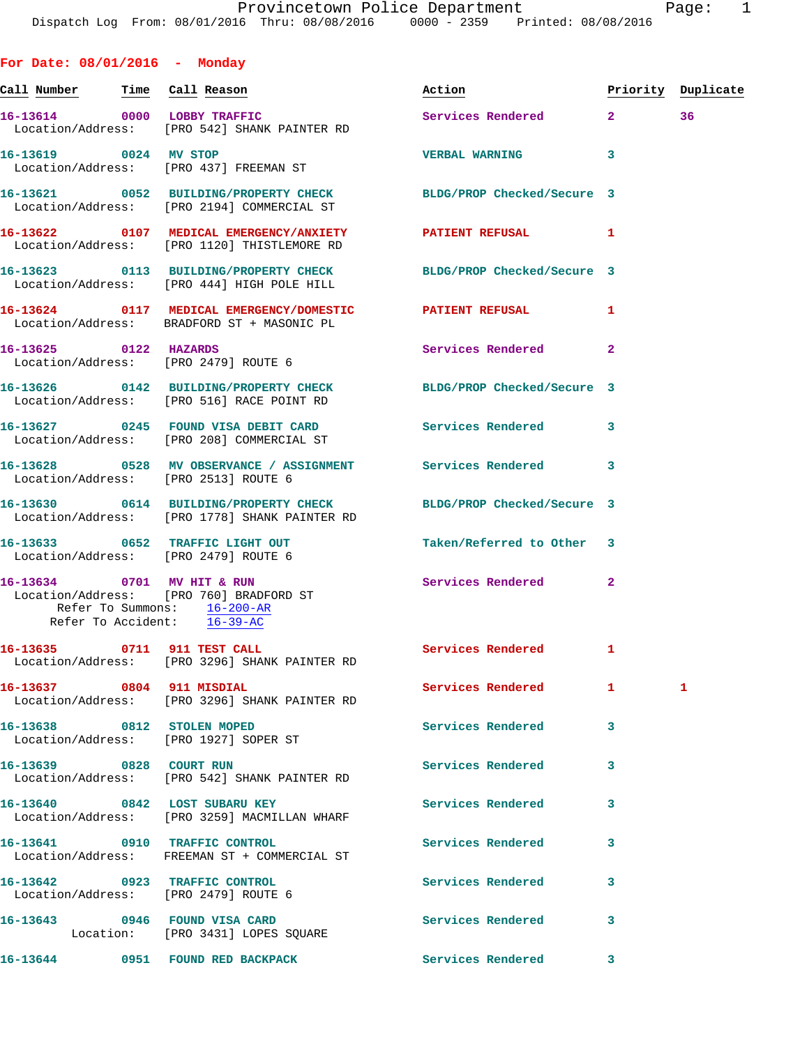Dispatch Log From: 08/01/2016 Thru: 08/08/2016 0000 - 2359 Printed: 08/08/2016

## For Date: 08/01/2016 - Monday

| Call Number | Time | Call Reason | Action | Priority | Duplicate |
|---|---|---|---|---|---|
| 16-13614 | 0000 | LOBBY TRAFFIC | Services Rendered | 2 | 36 |
| Location/Address: | | [PRO 542] SHANK PAINTER RD | | | |
| 16-13619 | 0024 | MV STOP | VERBAL WARNING | 3 | |
| Location/Address: | | [PRO 437] FREEMAN ST | | | |
| 16-13621 | 0052 | BUILDING/PROPERTY CHECK | BLDG/PROP Checked/Secure | 3 | |
| Location/Address: | | [PRO 2194] COMMERCIAL ST | | | |
| 16-13622 | 0107 | MEDICAL EMERGENCY/ANXIETY | PATIENT REFUSAL | 1 | |
| Location/Address: | | [PRO 1120] THISTLEMORE RD | | | |
| 16-13623 | 0113 | BUILDING/PROPERTY CHECK | BLDG/PROP Checked/Secure | 3 | |
| Location/Address: | | [PRO 444] HIGH POLE HILL | | | |
| 16-13624 | 0117 | MEDICAL EMERGENCY/DOMESTIC | PATIENT REFUSAL | 1 | |
| Location/Address: | | BRADFORD ST + MASONIC PL | | | |
| 16-13625 | 0122 | HAZARDS | Services Rendered | 2 | |
| Location/Address: | | [PRO 2479] ROUTE 6 | | | |
| 16-13626 | 0142 | BUILDING/PROPERTY CHECK | BLDG/PROP Checked/Secure | 3 | |
| Location/Address: | | [PRO 516] RACE POINT RD | | | |
| 16-13627 | 0245 | FOUND VISA DEBIT CARD | Services Rendered | 3 | |
| Location/Address: | | [PRO 208] COMMERCIAL ST | | | |
| 16-13628 | 0528 | MV OBSERVANCE / ASSIGNMENT | Services Rendered | 3 | |
| Location/Address: | | [PRO 2513] ROUTE 6 | | | |
| 16-13630 | 0614 | BUILDING/PROPERTY CHECK | BLDG/PROP Checked/Secure | 3 | |
| Location/Address: | | [PRO 1778] SHANK PAINTER RD | | | |
| 16-13633 | 0652 | TRAFFIC LIGHT OUT | Taken/Referred to Other | 3 | |
| Location/Address: | | [PRO 2479] ROUTE 6 | | | |
| 16-13634 | 0701 | MV HIT & RUN | Services Rendered | 2 | |
| Location/Address: | | [PRO 760] BRADFORD ST | | | |
| Refer To Summons: | | 16-200-AR | | | |
| Refer To Accident: | | 16-39-AC | | | |
| 16-13635 | 0711 | 911 TEST CALL | Services Rendered | 1 | |
| Location/Address: | | [PRO 3296] SHANK PAINTER RD | | | |
| 16-13637 | 0804 | 911 MISDIAL | Services Rendered | 1 | 1 |
| Location/Address: | | [PRO 3296] SHANK PAINTER RD | | | |
| 16-13638 | 0812 | STOLEN MOPED | Services Rendered | 3 | |
| Location/Address: | | [PRO 1927] SOPER ST | | | |
| 16-13639 | 0828 | COURT RUN | Services Rendered | 3 | |
| Location/Address: | | [PRO 542] SHANK PAINTER RD | | | |
| 16-13640 | 0842 | LOST SUBARU KEY | Services Rendered | 3 | |
| Location/Address: | | [PRO 3259] MACMILLAN WHARF | | | |
| 16-13641 | 0910 | TRAFFIC CONTROL | Services Rendered | 3 | |
| Location/Address: | | FREEMAN ST + COMMERCIAL ST | | | |
| 16-13642 | 0923 | TRAFFIC CONTROL | Services Rendered | 3 | |
| Location/Address: | | [PRO 2479] ROUTE 6 | | | |
| 16-13643 | 0946 | FOUND VISA CARD | Services Rendered | 3 | |
| Location: | | [PRO 3431] LOPES SQUARE | | | |
| 16-13644 | 0951 | FOUND RED BACKPACK | Services Rendered | 3 | |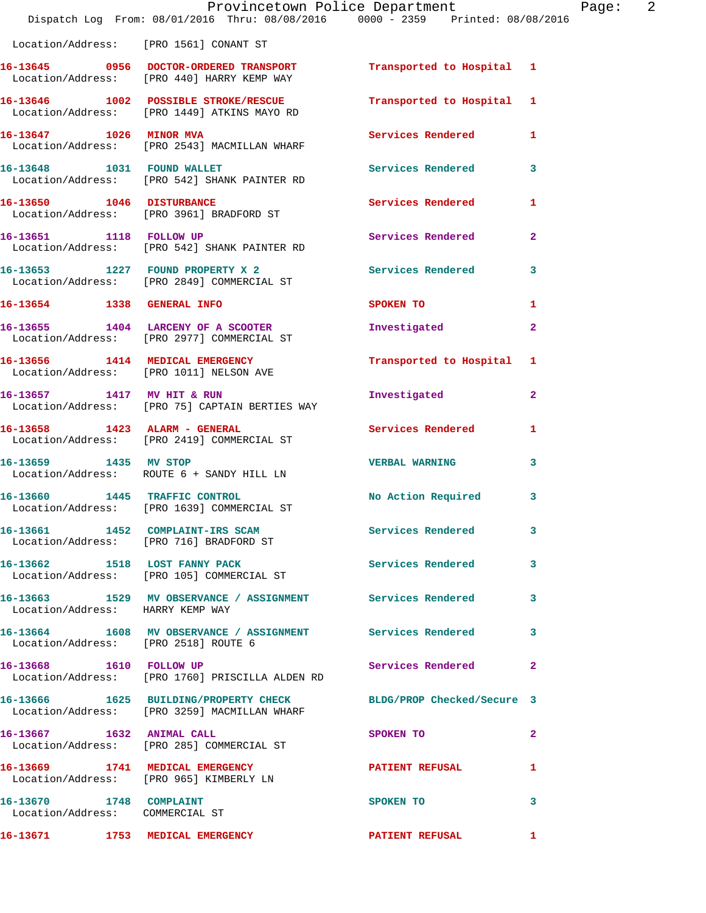Location/Address: [PRO 1561] CONANT ST

16-13645 0956 DOCTOR-ORDERED TRANSPORT Transported to Hospital 1
Location/Address: [PRO 440] HARRY KEMP WAY

16-13646 1002 POSSIBLE STROKE/RESCUE Transported to Hospital 1
Location/Address: [PRO 1449] ATKINS MAYO RD

16-13647 1026 MINOR MVA Services Rendered 1
Location/Address: [PRO 2543] MACMILLAN WHARF

16-13648 1031 FOUND WALLET Services Rendered 3
Location/Address: [PRO 542] SHANK PAINTER RD

16-13650 1046 DISTURBANCE Services Rendered 1
Location/Address: [PRO 3961] BRADFORD ST

16-13651 1118 FOLLOW UP Services Rendered 2
Location/Address: [PRO 542] SHANK PAINTER RD

16-13653 1227 FOUND PROPERTY X 2 Services Rendered 3
Location/Address: [PRO 2849] COMMERCIAL ST

16-13654 1338 GENERAL INFO SPOKEN TO 1

16-13655 1404 LARCENY OF A SCOOTER Investigated 2
Location/Address: [PRO 2977] COMMERCIAL ST

16-13656 1414 MEDICAL EMERGENCY Transported to Hospital 1
Location/Address: [PRO 1011] NELSON AVE

16-13657 1417 MV HIT & RUN Investigated 2
Location/Address: [PRO 75] CAPTAIN BERTIES WAY

16-13658 1423 ALARM - GENERAL Services Rendered 1
Location/Address: [PRO 2419] COMMERCIAL ST

16-13659 1435 MV STOP VERBAL WARNING 3
Location/Address: ROUTE 6 + SANDY HILL LN

16-13660 1445 TRAFFIC CONTROL No Action Required 3
Location/Address: [PRO 1639] COMMERCIAL ST

16-13661 1452 COMPLAINT-IRS SCAM Services Rendered 3
Location/Address: [PRO 716] BRADFORD ST

16-13662 1518 LOST FANNY PACK Services Rendered 3
Location/Address: [PRO 105] COMMERCIAL ST

16-13663 1529 MV OBSERVANCE / ASSIGNMENT Services Rendered 3
Location/Address: HARRY KEMP WAY

16-13664 1608 MV OBSERVANCE / ASSIGNMENT Services Rendered 3
Location/Address: [PRO 2518] ROUTE 6

16-13668 1610 FOLLOW UP Services Rendered 2
Location/Address: [PRO 1760] PRISCILLA ALDEN RD

16-13666 1625 BUILDING/PROPERTY CHECK BLDG/PROP Checked/Secure 3
Location/Address: [PRO 3259] MACMILLAN WHARF

16-13667 1632 ANIMAL CALL SPOKEN TO 2
Location/Address: [PRO 285] COMMERCIAL ST

16-13669 1741 MEDICAL EMERGENCY PATIENT REFUSAL 1
Location/Address: [PRO 965] KIMBERLY LN

16-13670 1748 COMPLAINT SPOKEN TO 3
Location/Address: COMMERCIAL ST

16-13671 1753 MEDICAL EMERGENCY PATIENT REFUSAL 1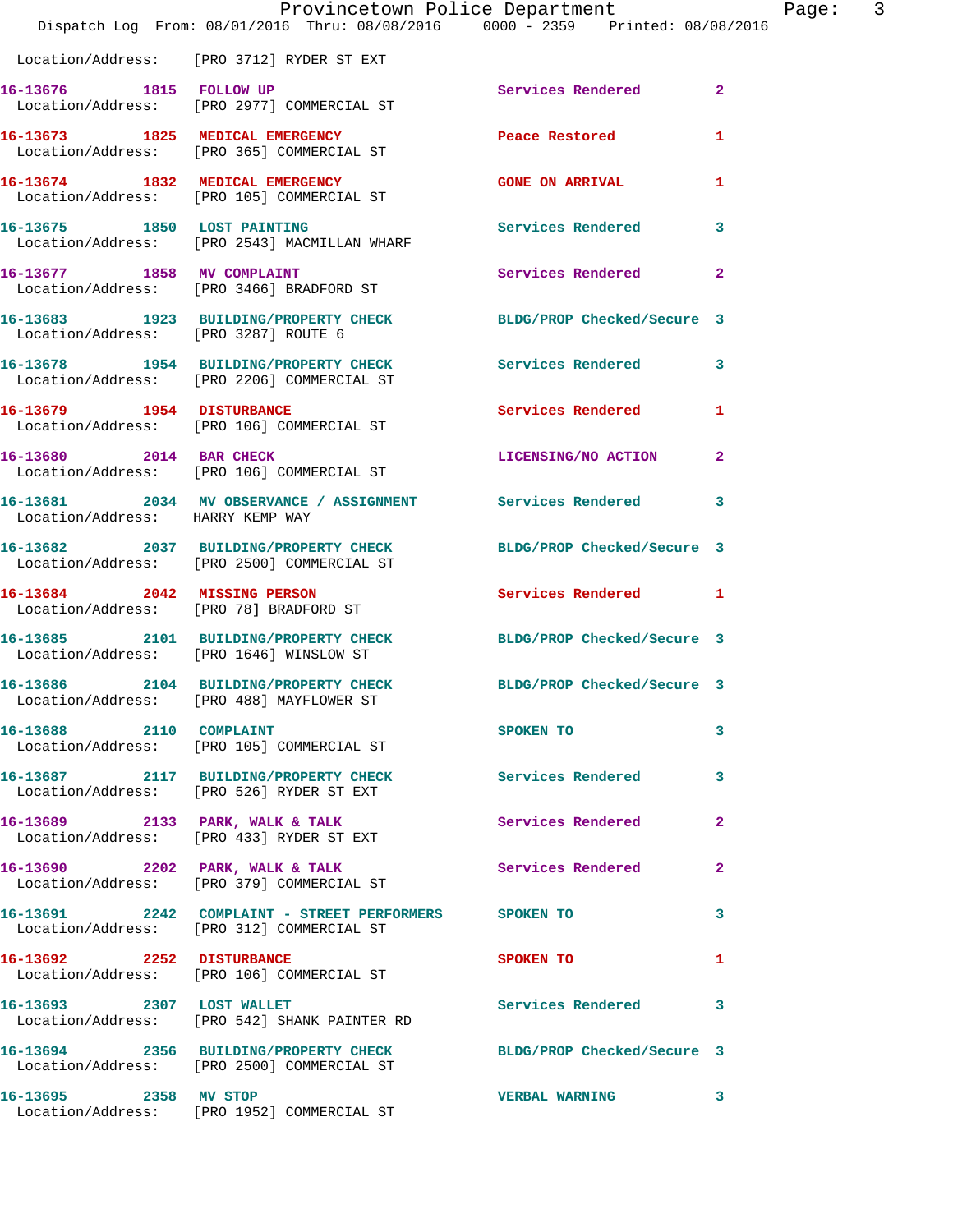Location/Address: [PRO 3712] RYDER ST EXT

| Call # | Time | Call Reason | Action | Priority |
|---|---|---|---|---|
| 16-13676 | 1815 | FOLLOW UP | Services Rendered | 2 |
| | | Location/Address: [PRO 2977] COMMERCIAL ST | | |
| 16-13673 | 1825 | MEDICAL EMERGENCY | Peace Restored | 1 |
| | | Location/Address: [PRO 365] COMMERCIAL ST | | |
| 16-13674 | 1832 | MEDICAL EMERGENCY | GONE ON ARRIVAL | 1 |
| | | Location/Address: [PRO 105] COMMERCIAL ST | | |
| 16-13675 | 1850 | LOST PAINTING | Services Rendered | 3 |
| | | Location/Address: [PRO 2543] MACMILLAN WHARF | | |
| 16-13677 | 1858 | MV COMPLAINT | Services Rendered | 2 |
| | | Location/Address: [PRO 3466] BRADFORD ST | | |
| 16-13683 | 1923 | BUILDING/PROPERTY CHECK | BLDG/PROP Checked/Secure | 3 |
| | | Location/Address: [PRO 3287] ROUTE 6 | | |
| 16-13678 | 1954 | BUILDING/PROPERTY CHECK | Services Rendered | 3 |
| | | Location/Address: [PRO 2206] COMMERCIAL ST | | |
| 16-13679 | 1954 | DISTURBANCE | Services Rendered | 1 |
| | | Location/Address: [PRO 106] COMMERCIAL ST | | |
| 16-13680 | 2014 | BAR CHECK | LICENSING/NO ACTION | 2 |
| | | Location/Address: [PRO 106] COMMERCIAL ST | | |
| 16-13681 | 2034 | MV OBSERVANCE / ASSIGNMENT | Services Rendered | 3 |
| | | Location/Address: HARRY KEMP WAY | | |
| 16-13682 | 2037 | BUILDING/PROPERTY CHECK | BLDG/PROP Checked/Secure | 3 |
| | | Location/Address: [PRO 2500] COMMERCIAL ST | | |
| 16-13684 | 2042 | MISSING PERSON | Services Rendered | 1 |
| | | Location/Address: [PRO 78] BRADFORD ST | | |
| 16-13685 | 2101 | BUILDING/PROPERTY CHECK | BLDG/PROP Checked/Secure | 3 |
| | | Location/Address: [PRO 1646] WINSLOW ST | | |
| 16-13686 | 2104 | BUILDING/PROPERTY CHECK | BLDG/PROP Checked/Secure | 3 |
| | | Location/Address: [PRO 488] MAYFLOWER ST | | |
| 16-13688 | 2110 | COMPLAINT | SPOKEN TO | 3 |
| | | Location/Address: [PRO 105] COMMERCIAL ST | | |
| 16-13687 | 2117 | BUILDING/PROPERTY CHECK | Services Rendered | 3 |
| | | Location/Address: [PRO 526] RYDER ST EXT | | |
| 16-13689 | 2133 | PARK, WALK & TALK | Services Rendered | 2 |
| | | Location/Address: [PRO 433] RYDER ST EXT | | |
| 16-13690 | 2202 | PARK, WALK & TALK | Services Rendered | 2 |
| | | Location/Address: [PRO 379] COMMERCIAL ST | | |
| 16-13691 | 2242 | COMPLAINT - STREET PERFORMERS | SPOKEN TO | 3 |
| | | Location/Address: [PRO 312] COMMERCIAL ST | | |
| 16-13692 | 2252 | DISTURBANCE | SPOKEN TO | 1 |
| | | Location/Address: [PRO 106] COMMERCIAL ST | | |
| 16-13693 | 2307 | LOST WALLET | Services Rendered | 3 |
| | | Location/Address: [PRO 542] SHANK PAINTER RD | | |
| 16-13694 | 2356 | BUILDING/PROPERTY CHECK | BLDG/PROP Checked/Secure | 3 |
| | | Location/Address: [PRO 2500] COMMERCIAL ST | | |
| 16-13695 | 2358 | MV STOP | VERBAL WARNING | 3 |
| | | Location/Address: [PRO 1952] COMMERCIAL ST | | |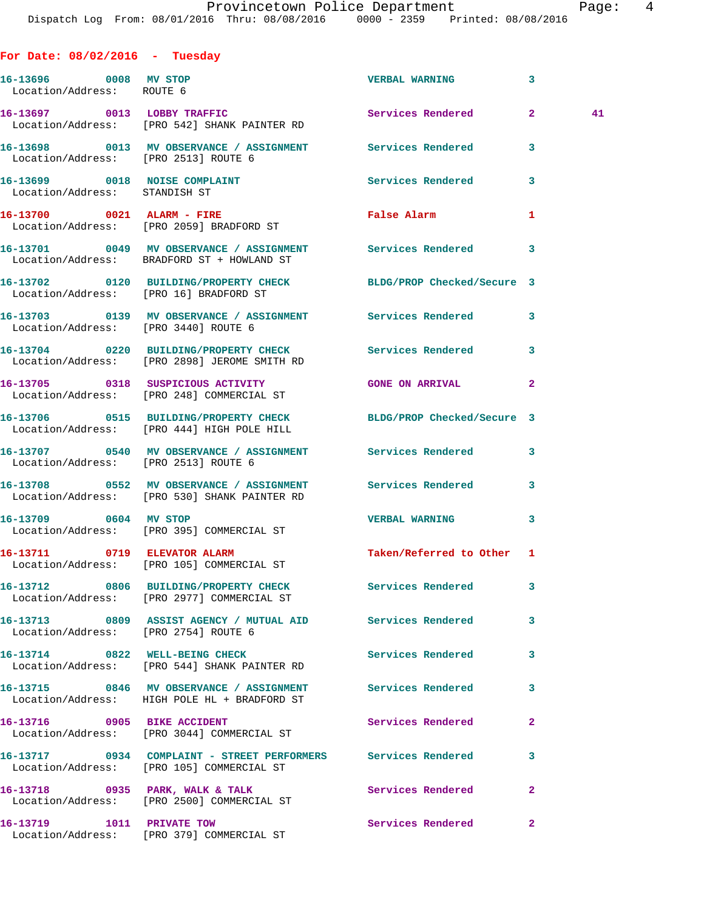## For Date: 08/02/2016 - Tuesday

**16-13696** 0008 **MV STOP** VERBAL WARNING 3
Location/Address: ROUTE 6

**16-13697** 0013 **LOBBY TRAFFIC** Services Rendered 2 41
Location/Address: [PRO 542] SHANK PAINTER RD

**16-13698** 0013 **MV OBSERVANCE / ASSIGNMENT** Services Rendered 3
Location/Address: [PRO 2513] ROUTE 6

**16-13699** 0018 **NOISE COMPLAINT** Services Rendered 3
Location/Address: STANDISH ST

**16-13700** 0021 **ALARM - FIRE** False Alarm 1
Location/Address: [PRO 2059] BRADFORD ST

**16-13701** 0049 **MV OBSERVANCE / ASSIGNMENT** Services Rendered 3
Location/Address: BRADFORD ST + HOWLAND ST

**16-13702** 0120 **BUILDING/PROPERTY CHECK** BLDG/PROP Checked/Secure 3
Location/Address: [PRO 16] BRADFORD ST

**16-13703** 0139 **MV OBSERVANCE / ASSIGNMENT** Services Rendered 3
Location/Address: [PRO 3440] ROUTE 6

**16-13704** 0220 **BUILDING/PROPERTY CHECK** Services Rendered 3
Location/Address: [PRO 2898] JEROME SMITH RD

**16-13705** 0318 **SUSPICIOUS ACTIVITY** GONE ON ARRIVAL 2
Location/Address: [PRO 248] COMMERCIAL ST

**16-13706** 0515 **BUILDING/PROPERTY CHECK** BLDG/PROP Checked/Secure 3
Location/Address: [PRO 444] HIGH POLE HILL

**16-13707** 0540 **MV OBSERVANCE / ASSIGNMENT** Services Rendered 3
Location/Address: [PRO 2513] ROUTE 6

**16-13708** 0552 **MV OBSERVANCE / ASSIGNMENT** Services Rendered 3
Location/Address: [PRO 530] SHANK PAINTER RD

**16-13709** 0604 **MV STOP** VERBAL WARNING 3
Location/Address: [PRO 395] COMMERCIAL ST

**16-13711** 0719 **ELEVATOR ALARM** Taken/Referred to Other 1
Location/Address: [PRO 105] COMMERCIAL ST

**16-13712** 0806 **BUILDING/PROPERTY CHECK** Services Rendered 3
Location/Address: [PRO 2977] COMMERCIAL ST

**16-13713** 0809 **ASSIST AGENCY / MUTUAL AID** Services Rendered 3
Location/Address: [PRO 2754] ROUTE 6

**16-13714** 0822 **WELL-BEING CHECK** Services Rendered 3
Location/Address: [PRO 544] SHANK PAINTER RD

**16-13715** 0846 **MV OBSERVANCE / ASSIGNMENT** Services Rendered 3
Location/Address: HIGH POLE HL + BRADFORD ST

**16-13716** 0905 **BIKE ACCIDENT** Services Rendered 2
Location/Address: [PRO 3044] COMMERCIAL ST

**16-13717** 0934 **COMPLAINT - STREET PERFORMERS** Services Rendered 3
Location/Address: [PRO 105] COMMERCIAL ST

**16-13718** 0935 **PARK, WALK & TALK** Services Rendered 2
Location/Address: [PRO 2500] COMMERCIAL ST

**16-13719** 1011 **PRIVATE TOW** Services Rendered 2
Location/Address: [PRO 379] COMMERCIAL ST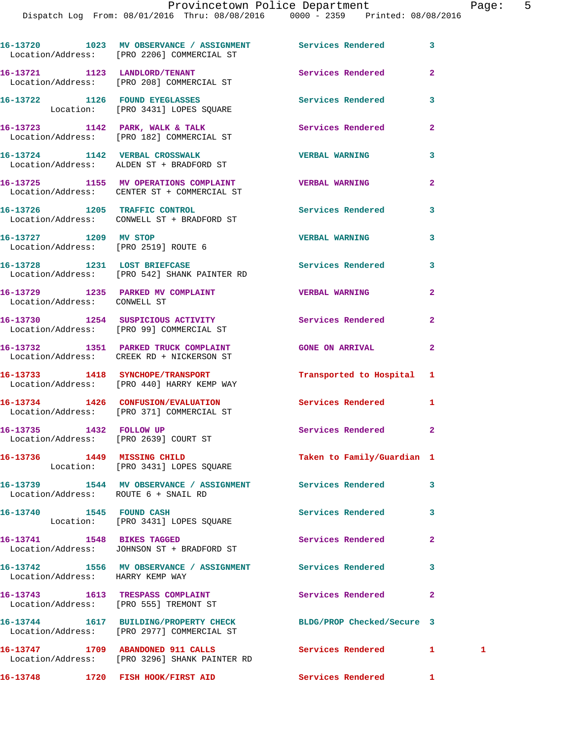16-13720 1023 MV OBSERVANCE / ASSIGNMENT Services Rendered 3
Location/Address: [PRO 2206] COMMERCIAL ST

16-13721 1123 LANDLORD/TENANT Services Rendered 2
Location/Address: [PRO 208] COMMERCIAL ST

16-13722 1126 FOUND EYEGLASSES Services Rendered 3
Location: [PRO 3431] LOPES SQUARE

16-13723 1142 PARK, WALK & TALK Services Rendered 2
Location/Address: [PRO 182] COMMERCIAL ST

16-13724 1142 VERBAL CROSSWALK VERBAL WARNING 3
Location/Address: ALDEN ST + BRADFORD ST

16-13725 1155 MV OPERATIONS COMPLAINT VERBAL WARNING 2
Location/Address: CENTER ST + COMMERCIAL ST

16-13726 1205 TRAFFIC CONTROL Services Rendered 3
Location/Address: CONWELL ST + BRADFORD ST

16-13727 1209 MV STOP VERBAL WARNING 3
Location/Address: [PRO 2519] ROUTE 6

16-13728 1231 LOST BRIEFCASE Services Rendered 3
Location/Address: [PRO 542] SHANK PAINTER RD

16-13729 1235 PARKED MV COMPLAINT VERBAL WARNING 2
Location/Address: CONWELL ST

16-13730 1254 SUSPICIOUS ACTIVITY Services Rendered 2
Location/Address: [PRO 99] COMMERCIAL ST

16-13732 1351 PARKED TRUCK COMPLAINT GONE ON ARRIVAL 2
Location/Address: CREEK RD + NICKERSON ST

16-13733 1418 SYNCHOPE/TRANSPORT Transported to Hospital 1
Location/Address: [PRO 440] HARRY KEMP WAY

16-13734 1426 CONFUSION/EVALUATION Services Rendered 1
Location/Address: [PRO 371] COMMERCIAL ST

16-13735 1432 FOLLOW UP Services Rendered 2
Location/Address: [PRO 2639] COURT ST

16-13736 1449 MISSING CHILD Taken to Family/Guardian 1
Location: [PRO 3431] LOPES SQUARE

16-13739 1544 MV OBSERVANCE / ASSIGNMENT Services Rendered 3
Location/Address: ROUTE 6 + SNAIL RD

16-13740 1545 FOUND CASH Services Rendered 3
Location: [PRO 3431] LOPES SQUARE

16-13741 1548 BIKES TAGGED Services Rendered 2
Location/Address: JOHNSON ST + BRADFORD ST

16-13742 1556 MV OBSERVANCE / ASSIGNMENT Services Rendered 3
Location/Address: HARRY KEMP WAY

16-13743 1613 TRESPASS COMPLAINT Services Rendered 2
Location/Address: [PRO 555] TREMONT ST

16-13744 1617 BUILDING/PROPERTY CHECK BLDG/PROP Checked/Secure 3
Location/Address: [PRO 2977] COMMERCIAL ST

16-13747 1709 ABANDONED 911 CALLS Services Rendered 1 1
Location/Address: [PRO 3296] SHANK PAINTER RD

16-13748 1720 FISH HOOK/FIRST AID Services Rendered 1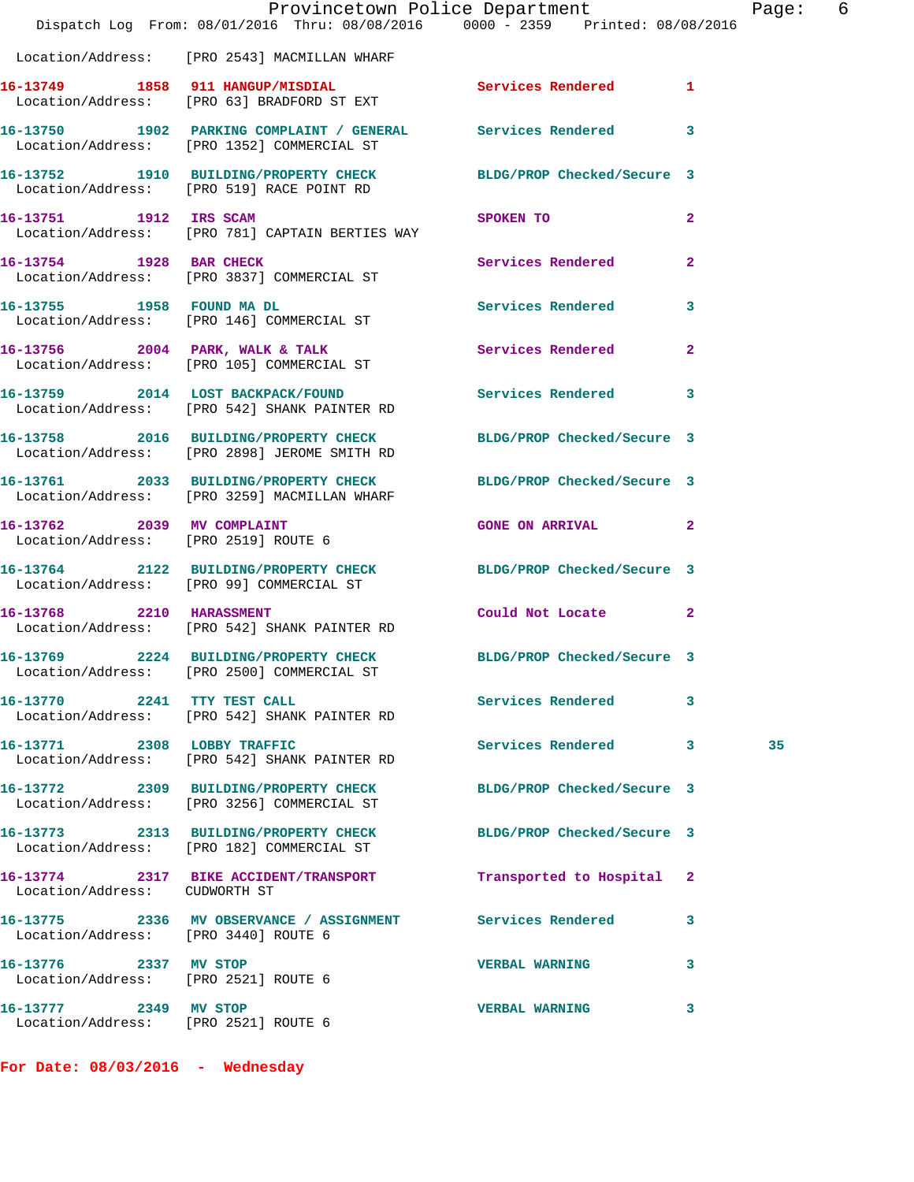Location/Address: [PRO 2543] MACMILLAN WHARF

| Call # | Time | Call Type | Disposition | Priority | |
|---|---|---|---|---|---|
| 16-13749 | 1858 | 911 HANGUP/MISDIAL | Services Rendered | 1 | |
| Location/Address: [PRO 63] BRADFORD ST EXT | | | | | |
| 16-13750 | 1902 | PARKING COMPLAINT / GENERAL | Services Rendered | 3 | |
| Location/Address: [PRO 1352] COMMERCIAL ST | | | | | |
| 16-13752 | 1910 | BUILDING/PROPERTY CHECK | BLDG/PROP Checked/Secure | 3 | |
| Location/Address: [PRO 519] RACE POINT RD | | | | | |
| 16-13751 | 1912 | IRS SCAM | SPOKEN TO | 2 | |
| Location/Address: [PRO 781] CAPTAIN BERTIES WAY | | | | | |
| 16-13754 | 1928 | BAR CHECK | Services Rendered | 2 | |
| Location/Address: [PRO 3837] COMMERCIAL ST | | | | | |
| 16-13755 | 1958 | FOUND MA DL | Services Rendered | 3 | |
| Location/Address: [PRO 146] COMMERCIAL ST | | | | | |
| 16-13756 | 2004 | PARK, WALK & TALK | Services Rendered | 2 | |
| Location/Address: [PRO 105] COMMERCIAL ST | | | | | |
| 16-13759 | 2014 | LOST BACKPACK/FOUND | Services Rendered | 3 | |
| Location/Address: [PRO 542] SHANK PAINTER RD | | | | | |
| 16-13758 | 2016 | BUILDING/PROPERTY CHECK | BLDG/PROP Checked/Secure | 3 | |
| Location/Address: [PRO 2898] JEROME SMITH RD | | | | | |
| 16-13761 | 2033 | BUILDING/PROPERTY CHECK | BLDG/PROP Checked/Secure | 3 | |
| Location/Address: [PRO 3259] MACMILLAN WHARF | | | | | |
| 16-13762 | 2039 | MV COMPLAINT | GONE ON ARRIVAL | 2 | |
| Location/Address: [PRO 2519] ROUTE 6 | | | | | |
| 16-13764 | 2122 | BUILDING/PROPERTY CHECK | BLDG/PROP Checked/Secure | 3 | |
| Location/Address: [PRO 99] COMMERCIAL ST | | | | | |
| 16-13768 | 2210 | HARASSMENT | Could Not Locate | 2 | |
| Location/Address: [PRO 542] SHANK PAINTER RD | | | | | |
| 16-13769 | 2224 | BUILDING/PROPERTY CHECK | BLDG/PROP Checked/Secure | 3 | |
| Location/Address: [PRO 2500] COMMERCIAL ST | | | | | |
| 16-13770 | 2241 | TTY TEST CALL | Services Rendered | 3 | |
| Location/Address: [PRO 542] SHANK PAINTER RD | | | | | |
| 16-13771 | 2308 | LOBBY TRAFFIC | Services Rendered | 3 | 35 |
| Location/Address: [PRO 542] SHANK PAINTER RD | | | | | |
| 16-13772 | 2309 | BUILDING/PROPERTY CHECK | BLDG/PROP Checked/Secure | 3 | |
| Location/Address: [PRO 3256] COMMERCIAL ST | | | | | |
| 16-13773 | 2313 | BUILDING/PROPERTY CHECK | BLDG/PROP Checked/Secure | 3 | |
| Location/Address: [PRO 182] COMMERCIAL ST | | | | | |
| 16-13774 | 2317 | BIKE ACCIDENT/TRANSPORT | Transported to Hospital | 2 | |
| Location/Address: CUDWORTH ST | | | | | |
| 16-13775 | 2336 | MV OBSERVANCE / ASSIGNMENT | Services Rendered | 3 | |
| Location/Address: [PRO 3440] ROUTE 6 | | | | | |
| 16-13776 | 2337 | MV STOP | VERBAL WARNING | 3 | |
| Location/Address: [PRO 2521] ROUTE 6 | | | | | |
| 16-13777 | 2349 | MV STOP | VERBAL WARNING | 3 | |
| Location/Address: [PRO 2521] ROUTE 6 | | | | | |

**For Date: 08/03/2016 - Wednesday**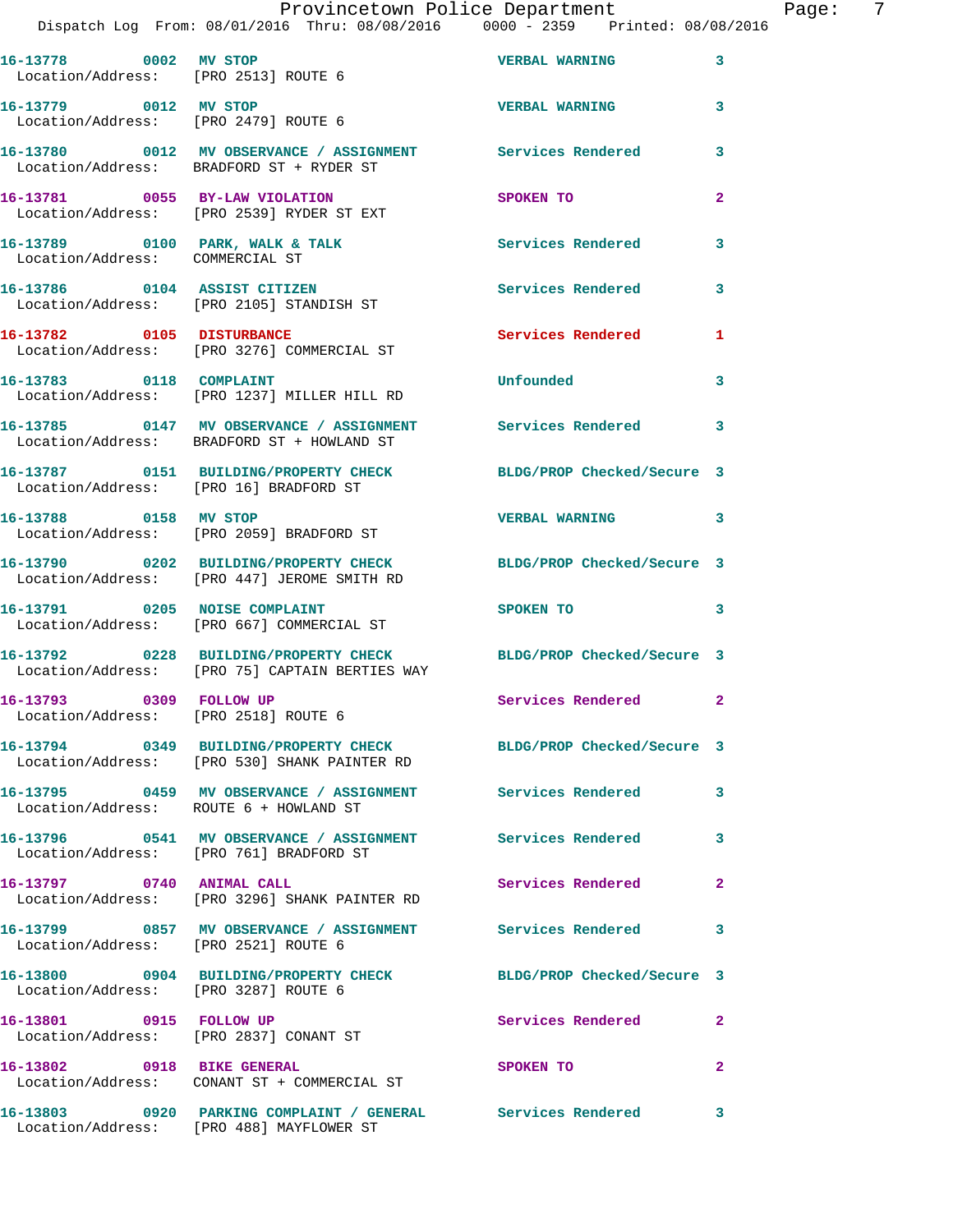16-13778 0002 MV STOP VERBAL WARNING 3
Location/Address: [PRO 2513] ROUTE 6

16-13779 0012 MV STOP VERBAL WARNING 3
Location/Address: [PRO 2479] ROUTE 6

16-13780 0012 MV OBSERVANCE / ASSIGNMENT Services Rendered 3
Location/Address: BRADFORD ST + RYDER ST

16-13781 0055 BY-LAW VIOLATION SPOKEN TO 2
Location/Address: [PRO 2539] RYDER ST EXT

16-13789 0100 PARK, WALK & TALK Services Rendered 3
Location/Address: COMMERCIAL ST

16-13786 0104 ASSIST CITIZEN Services Rendered 3
Location/Address: [PRO 2105] STANDISH ST

16-13782 0105 DISTURBANCE Services Rendered 1
Location/Address: [PRO 3276] COMMERCIAL ST

16-13783 0118 COMPLAINT Unfounded 3
Location/Address: [PRO 1237] MILLER HILL RD

16-13785 0147 MV OBSERVANCE / ASSIGNMENT Services Rendered 3
Location/Address: BRADFORD ST + HOWLAND ST

16-13787 0151 BUILDING/PROPERTY CHECK BLDG/PROP Checked/Secure 3
Location/Address: [PRO 16] BRADFORD ST

16-13788 0158 MV STOP VERBAL WARNING 3
Location/Address: [PRO 2059] BRADFORD ST

16-13790 0202 BUILDING/PROPERTY CHECK BLDG/PROP Checked/Secure 3
Location/Address: [PRO 447] JEROME SMITH RD

16-13791 0205 NOISE COMPLAINT SPOKEN TO 3
Location/Address: [PRO 667] COMMERCIAL ST

16-13792 0228 BUILDING/PROPERTY CHECK BLDG/PROP Checked/Secure 3
Location/Address: [PRO 75] CAPTAIN BERTIES WAY

16-13793 0309 FOLLOW UP Services Rendered 2
Location/Address: [PRO 2518] ROUTE 6

16-13794 0349 BUILDING/PROPERTY CHECK BLDG/PROP Checked/Secure 3
Location/Address: [PRO 530] SHANK PAINTER RD

16-13795 0459 MV OBSERVANCE / ASSIGNMENT Services Rendered 3
Location/Address: ROUTE 6 + HOWLAND ST

16-13796 0541 MV OBSERVANCE / ASSIGNMENT Services Rendered 3
Location/Address: [PRO 761] BRADFORD ST

16-13797 0740 ANIMAL CALL Services Rendered 2
Location/Address: [PRO 3296] SHANK PAINTER RD

16-13799 0857 MV OBSERVANCE / ASSIGNMENT Services Rendered 3
Location/Address: [PRO 2521] ROUTE 6

16-13800 0904 BUILDING/PROPERTY CHECK BLDG/PROP Checked/Secure 3
Location/Address: [PRO 3287] ROUTE 6

16-13801 0915 FOLLOW UP Services Rendered 2
Location/Address: [PRO 2837] CONANT ST

16-13802 0918 BIKE GENERAL SPOKEN TO 2
Location/Address: CONANT ST + COMMERCIAL ST

16-13803 0920 PARKING COMPLAINT / GENERAL Services Rendered 3
Location/Address: [PRO 488] MAYFLOWER ST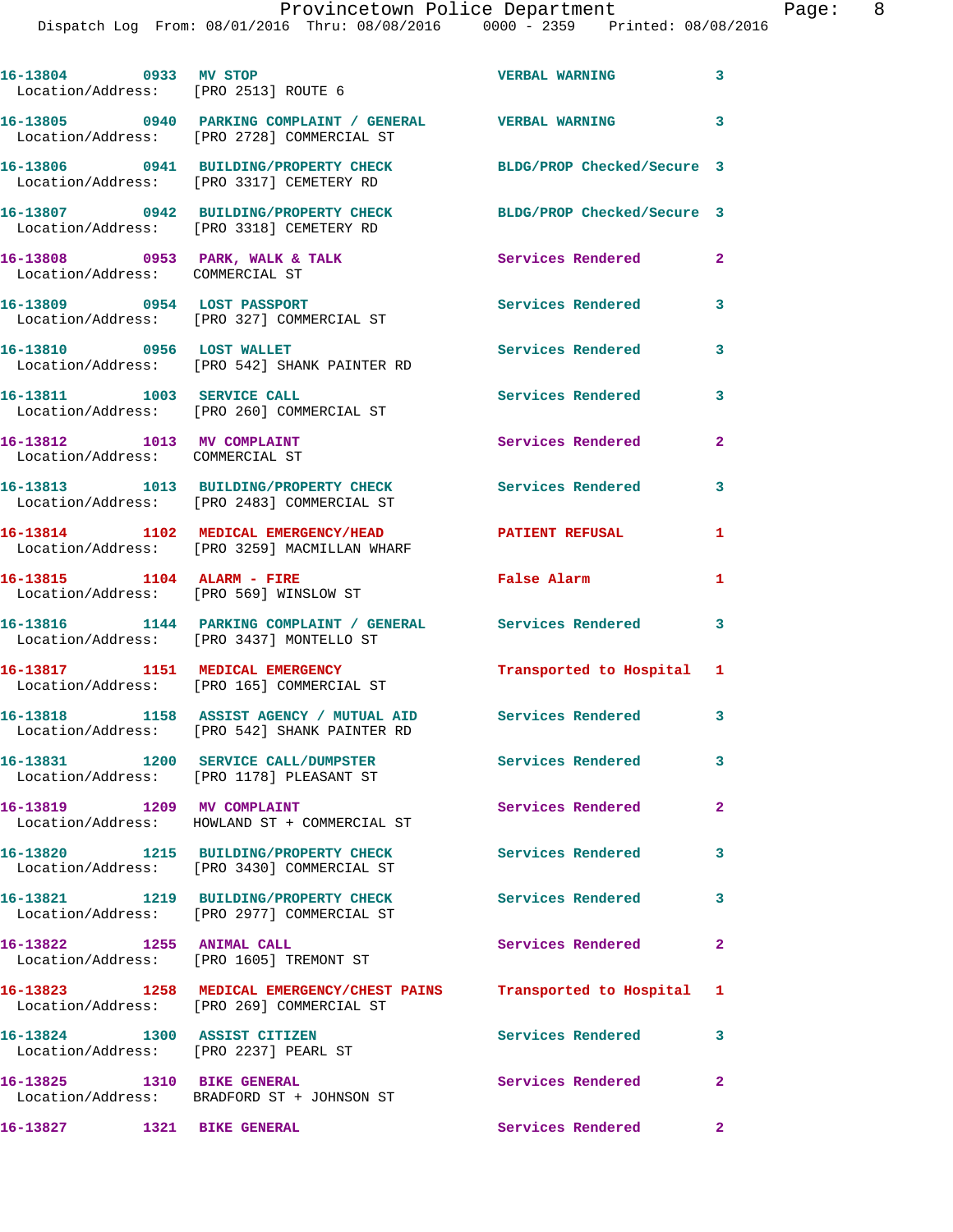16-13804 0933 MV STOP VERBAL WARNING 3
Location/Address: [PRO 2513] ROUTE 6

16-13805 0940 PARKING COMPLAINT / GENERAL VERBAL WARNING 3
Location/Address: [PRO 2728] COMMERCIAL ST

16-13806 0941 BUILDING/PROPERTY CHECK BLDG/PROP Checked/Secure 3
Location/Address: [PRO 3317] CEMETERY RD

16-13807 0942 BUILDING/PROPERTY CHECK BLDG/PROP Checked/Secure 3
Location/Address: [PRO 3318] CEMETERY RD

16-13808 0953 PARK, WALK & TALK Services Rendered 2
Location/Address: COMMERCIAL ST

16-13809 0954 LOST PASSPORT Services Rendered 3
Location/Address: [PRO 327] COMMERCIAL ST

16-13810 0956 LOST WALLET Services Rendered 3
Location/Address: [PRO 542] SHANK PAINTER RD

16-13811 1003 SERVICE CALL Services Rendered 3
Location/Address: [PRO 260] COMMERCIAL ST

16-13812 1013 MV COMPLAINT Services Rendered 2
Location/Address: COMMERCIAL ST

16-13813 1013 BUILDING/PROPERTY CHECK Services Rendered 3
Location/Address: [PRO 2483] COMMERCIAL ST

16-13814 1102 MEDICAL EMERGENCY/HEAD PATIENT REFUSAL 1
Location/Address: [PRO 3259] MACMILLAN WHARF

16-13815 1104 ALARM - FIRE False Alarm 1
Location/Address: [PRO 569] WINSLOW ST

16-13816 1144 PARKING COMPLAINT / GENERAL Services Rendered 3
Location/Address: [PRO 3437] MONTELLO ST

16-13817 1151 MEDICAL EMERGENCY Transported to Hospital 1
Location/Address: [PRO 165] COMMERCIAL ST

16-13818 1158 ASSIST AGENCY / MUTUAL AID Services Rendered 3
Location/Address: [PRO 542] SHANK PAINTER RD

16-13831 1200 SERVICE CALL/DUMPSTER Services Rendered 3
Location/Address: [PRO 1178] PLEASANT ST

16-13819 1209 MV COMPLAINT Services Rendered 2
Location/Address: HOWLAND ST + COMMERCIAL ST

16-13820 1215 BUILDING/PROPERTY CHECK Services Rendered 3
Location/Address: [PRO 3430] COMMERCIAL ST

16-13821 1219 BUILDING/PROPERTY CHECK Services Rendered 3
Location/Address: [PRO 2977] COMMERCIAL ST

16-13822 1255 ANIMAL CALL Services Rendered 2
Location/Address: [PRO 1605] TREMONT ST

16-13823 1258 MEDICAL EMERGENCY/CHEST PAINS Transported to Hospital 1
Location/Address: [PRO 269] COMMERCIAL ST

16-13824 1300 ASSIST CITIZEN Services Rendered 3
Location/Address: [PRO 2237] PEARL ST

16-13825 1310 BIKE GENERAL Services Rendered 2
Location/Address: BRADFORD ST + JOHNSON ST

16-13827 1321 BIKE GENERAL Services Rendered 2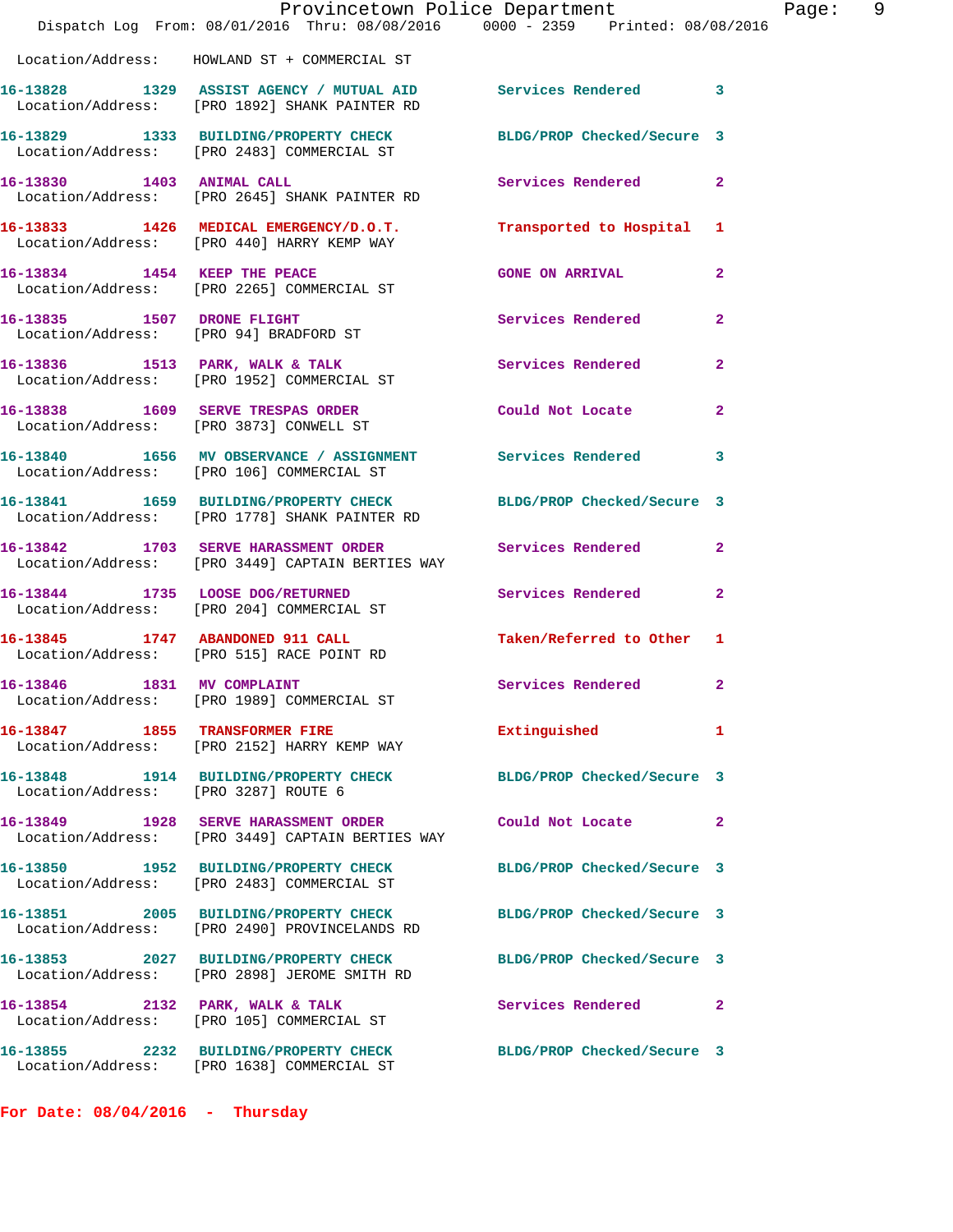Location/Address: HOWLAND ST + COMMERCIAL ST

16-13828 1329 ASSIST AGENCY / MUTUAL AID Services Rendered 3
Location/Address: [PRO 1892] SHANK PAINTER RD

16-13829 1333 BUILDING/PROPERTY CHECK BLDG/PROP Checked/Secure 3
Location/Address: [PRO 2483] COMMERCIAL ST

16-13830 1403 ANIMAL CALL Services Rendered 2
Location/Address: [PRO 2645] SHANK PAINTER RD

16-13833 1426 MEDICAL EMERGENCY/D.O.T. Transported to Hospital 1
Location/Address: [PRO 440] HARRY KEMP WAY

16-13834 1454 KEEP THE PEACE GONE ON ARRIVAL 2
Location/Address: [PRO 2265] COMMERCIAL ST

16-13835 1507 DRONE FLIGHT Services Rendered 2
Location/Address: [PRO 94] BRADFORD ST

16-13836 1513 PARK, WALK & TALK Services Rendered 2
Location/Address: [PRO 1952] COMMERCIAL ST

16-13838 1609 SERVE TRESPAS ORDER Could Not Locate 2
Location/Address: [PRO 3873] CONWELL ST

16-13840 1656 MV OBSERVANCE / ASSIGNMENT Services Rendered 3
Location/Address: [PRO 106] COMMERCIAL ST

16-13841 1659 BUILDING/PROPERTY CHECK BLDG/PROP Checked/Secure 3
Location/Address: [PRO 1778] SHANK PAINTER RD

16-13842 1703 SERVE HARASSMENT ORDER Services Rendered 2
Location/Address: [PRO 3449] CAPTAIN BERTIES WAY

16-13844 1735 LOOSE DOG/RETURNED Services Rendered 2
Location/Address: [PRO 204] COMMERCIAL ST

16-13845 1747 ABANDONED 911 CALL Taken/Referred to Other 1
Location/Address: [PRO 515] RACE POINT RD

16-13846 1831 MV COMPLAINT Services Rendered 2
Location/Address: [PRO 1989] COMMERCIAL ST

16-13847 1855 TRANSFORMER FIRE Extinguished 1
Location/Address: [PRO 2152] HARRY KEMP WAY

16-13848 1914 BUILDING/PROPERTY CHECK BLDG/PROP Checked/Secure 3
Location/Address: [PRO 3287] ROUTE 6

16-13849 1928 SERVE HARASSMENT ORDER Could Not Locate 2
Location/Address: [PRO 3449] CAPTAIN BERTIES WAY

16-13850 1952 BUILDING/PROPERTY CHECK BLDG/PROP Checked/Secure 3
Location/Address: [PRO 2483] COMMERCIAL ST

16-13851 2005 BUILDING/PROPERTY CHECK BLDG/PROP Checked/Secure 3
Location/Address: [PRO 2490] PROVINCELANDS RD

16-13853 2027 BUILDING/PROPERTY CHECK BLDG/PROP Checked/Secure 3
Location/Address: [PRO 2898] JEROME SMITH RD

16-13854 2132 PARK, WALK & TALK Services Rendered 2
Location/Address: [PRO 105] COMMERCIAL ST

16-13855 2232 BUILDING/PROPERTY CHECK BLDG/PROP Checked/Secure 3
Location/Address: [PRO 1638] COMMERCIAL ST

**For Date: 08/04/2016 - Thursday**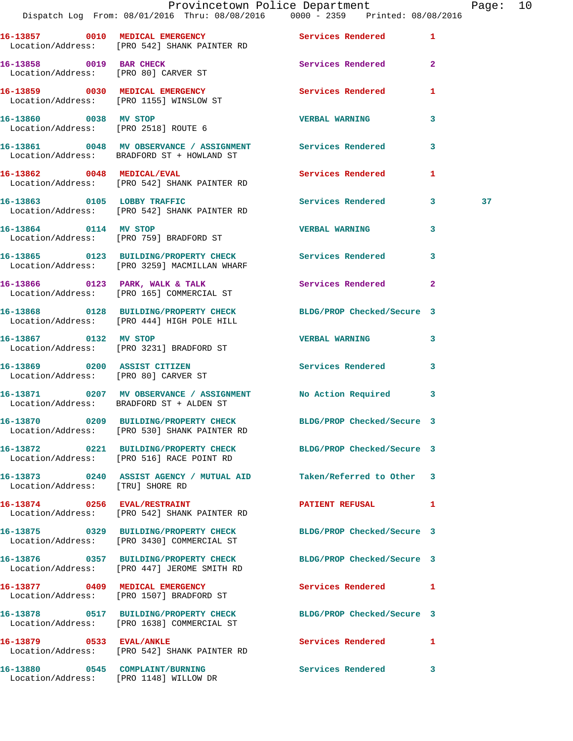Provincetown Police Department
Dispatch Log From: 08/01/2016 Thru: 08/08/2016 0000 - 2359 Printed: 08/08/2016

| Call # | Time | Call Reason | Action | Priority | |
|---|---|---|---|---|---|
| 16-13857 | 0010 | MEDICAL EMERGENCY | Services Rendered | 1 | |
| Location/Address: | | [PRO 542] SHANK PAINTER RD | | | |
| 16-13858 | 0019 | BAR CHECK | Services Rendered | 2 | |
| Location/Address: | | [PRO 80] CARVER ST | | | |
| 16-13859 | 0030 | MEDICAL EMERGENCY | Services Rendered | 1 | |
| Location/Address: | | [PRO 1155] WINSLOW ST | | | |
| 16-13860 | 0038 | MV STOP | VERBAL WARNING | 3 | |
| Location/Address: | | [PRO 2518] ROUTE 6 | | | |
| 16-13861 | 0048 | MV OBSERVANCE / ASSIGNMENT | Services Rendered | 3 | |
| Location/Address: | | BRADFORD ST + HOWLAND ST | | | |
| 16-13862 | 0048 | MEDICAL/EVAL | Services Rendered | 1 | |
| Location/Address: | | [PRO 542] SHANK PAINTER RD | | | |
| 16-13863 | 0105 | LOBBY TRAFFIC | Services Rendered | 3 | 37 |
| Location/Address: | | [PRO 542] SHANK PAINTER RD | | | |
| 16-13864 | 0114 | MV STOP | VERBAL WARNING | 3 | |
| Location/Address: | | [PRO 759] BRADFORD ST | | | |
| 16-13865 | 0123 | BUILDING/PROPERTY CHECK | Services Rendered | 3 | |
| Location/Address: | | [PRO 3259] MACMILLAN WHARF | | | |
| 16-13866 | 0123 | PARK, WALK & TALK | Services Rendered | 2 | |
| Location/Address: | | [PRO 165] COMMERCIAL ST | | | |
| 16-13868 | 0128 | BUILDING/PROPERTY CHECK | BLDG/PROP Checked/Secure | 3 | |
| Location/Address: | | [PRO 444] HIGH POLE HILL | | | |
| 16-13867 | 0132 | MV STOP | VERBAL WARNING | 3 | |
| Location/Address: | | [PRO 3231] BRADFORD ST | | | |
| 16-13869 | 0200 | ASSIST CITIZEN | Services Rendered | 3 | |
| Location/Address: | | [PRO 80] CARVER ST | | | |
| 16-13871 | 0207 | MV OBSERVANCE / ASSIGNMENT | No Action Required | 3 | |
| Location/Address: | | BRADFORD ST + ALDEN ST | | | |
| 16-13870 | 0209 | BUILDING/PROPERTY CHECK | BLDG/PROP Checked/Secure | 3 | |
| Location/Address: | | [PRO 530] SHANK PAINTER RD | | | |
| 16-13872 | 0221 | BUILDING/PROPERTY CHECK | BLDG/PROP Checked/Secure | 3 | |
| Location/Address: | | [PRO 516] RACE POINT RD | | | |
| 16-13873 | 0240 | ASSIST AGENCY / MUTUAL AID | Taken/Referred to Other | 3 | |
| Location/Address: | | [TRU] SHORE RD | | | |
| 16-13874 | 0256 | EVAL/RESTRAINT | PATIENT REFUSAL | 1 | |
| Location/Address: | | [PRO 542] SHANK PAINTER RD | | | |
| 16-13875 | 0329 | BUILDING/PROPERTY CHECK | BLDG/PROP Checked/Secure | 3 | |
| Location/Address: | | [PRO 3430] COMMERCIAL ST | | | |
| 16-13876 | 0357 | BUILDING/PROPERTY CHECK | BLDG/PROP Checked/Secure | 3 | |
| Location/Address: | | [PRO 447] JEROME SMITH RD | | | |
| 16-13877 | 0409 | MEDICAL EMERGENCY | Services Rendered | 1 | |
| Location/Address: | | [PRO 1507] BRADFORD ST | | | |
| 16-13878 | 0517 | BUILDING/PROPERTY CHECK | BLDG/PROP Checked/Secure | 3 | |
| Location/Address: | | [PRO 1638] COMMERCIAL ST | | | |
| 16-13879 | 0533 | EVAL/ANKLE | Services Rendered | 1 | |
| Location/Address: | | [PRO 542] SHANK PAINTER RD | | | |
| 16-13880 | 0545 | COMPLAINT/BURNING | Services Rendered | 3 | |
| Location/Address: | | [PRO 1148] WILLOW DR | | | |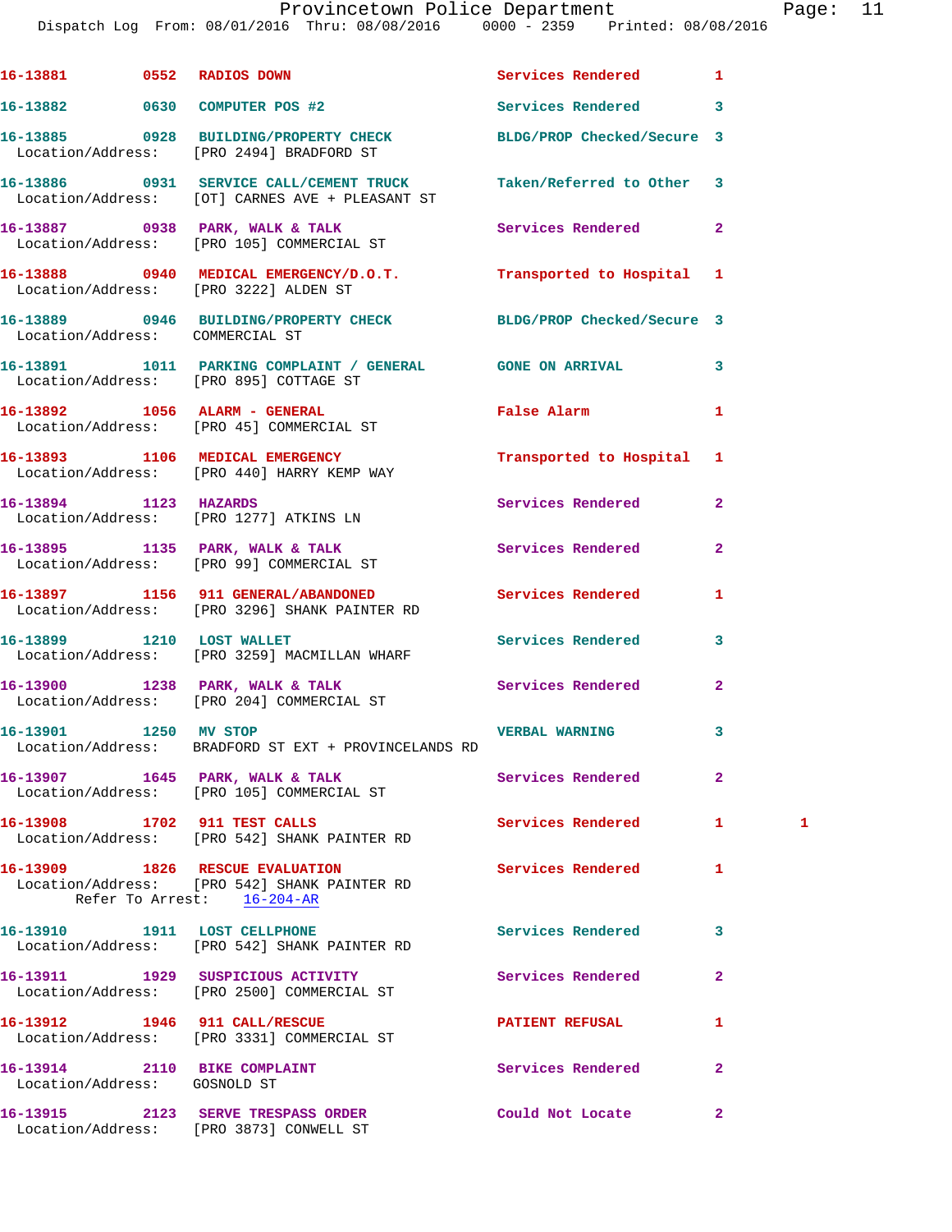16-13881 0552 RADIOS DOWN Services Rendered 1

16-13882 0630 COMPUTER POS #2 Services Rendered 3

16-13885 0928 BUILDING/PROPERTY CHECK BLDG/PROP Checked/Secure 3
Location/Address: [PRO 2494] BRADFORD ST

16-13886 0931 SERVICE CALL/CEMENT TRUCK Taken/Referred to Other 3
Location/Address: [OT] CARNES AVE + PLEASANT ST

16-13887 0938 PARK, WALK & TALK Services Rendered 2
Location/Address: [PRO 105] COMMERCIAL ST

16-13888 0940 MEDICAL EMERGENCY/D.O.T. Transported to Hospital 1
Location/Address: [PRO 3222] ALDEN ST

16-13889 0946 BUILDING/PROPERTY CHECK BLDG/PROP Checked/Secure 3
Location/Address: COMMERCIAL ST

16-13891 1011 PARKING COMPLAINT / GENERAL GONE ON ARRIVAL 3
Location/Address: [PRO 895] COTTAGE ST

16-13892 1056 ALARM - GENERAL False Alarm 1
Location/Address: [PRO 45] COMMERCIAL ST

16-13893 1106 MEDICAL EMERGENCY Transported to Hospital 1
Location/Address: [PRO 440] HARRY KEMP WAY

16-13894 1123 HAZARDS Services Rendered 2
Location/Address: [PRO 1277] ATKINS LN

16-13895 1135 PARK, WALK & TALK Services Rendered 2
Location/Address: [PRO 99] COMMERCIAL ST

16-13897 1156 911 GENERAL/ABANDONED Services Rendered 1
Location/Address: [PRO 3296] SHANK PAINTER RD

16-13899 1210 LOST WALLET Services Rendered 3
Location/Address: [PRO 3259] MACMILLAN WHARF

16-13900 1238 PARK, WALK & TALK Services Rendered 2
Location/Address: [PRO 204] COMMERCIAL ST

16-13901 1250 MV STOP VERBAL WARNING 3
Location/Address: BRADFORD ST EXT + PROVINCELANDS RD

16-13907 1645 PARK, WALK & TALK Services Rendered 2
Location/Address: [PRO 105] COMMERCIAL ST

16-13908 1702 911 TEST CALLS Services Rendered 1 1
Location/Address: [PRO 542] SHANK PAINTER RD

16-13909 1826 RESCUE EVALUATION Services Rendered 1
Location/Address: [PRO 542] SHANK PAINTER RD
Refer To Arrest: 16-204-AR

16-13910 1911 LOST CELLPHONE Services Rendered 3
Location/Address: [PRO 542] SHANK PAINTER RD

16-13911 1929 SUSPICIOUS ACTIVITY Services Rendered 2
Location/Address: [PRO 2500] COMMERCIAL ST

16-13912 1946 911 CALL/RESCUE PATIENT REFUSAL 1
Location/Address: [PRO 3331] COMMERCIAL ST

16-13914 2110 BIKE COMPLAINT Services Rendered 2
Location/Address: GOSNOLD ST

16-13915 2123 SERVE TRESPASS ORDER Could Not Locate 2
Location/Address: [PRO 3873] CONWELL ST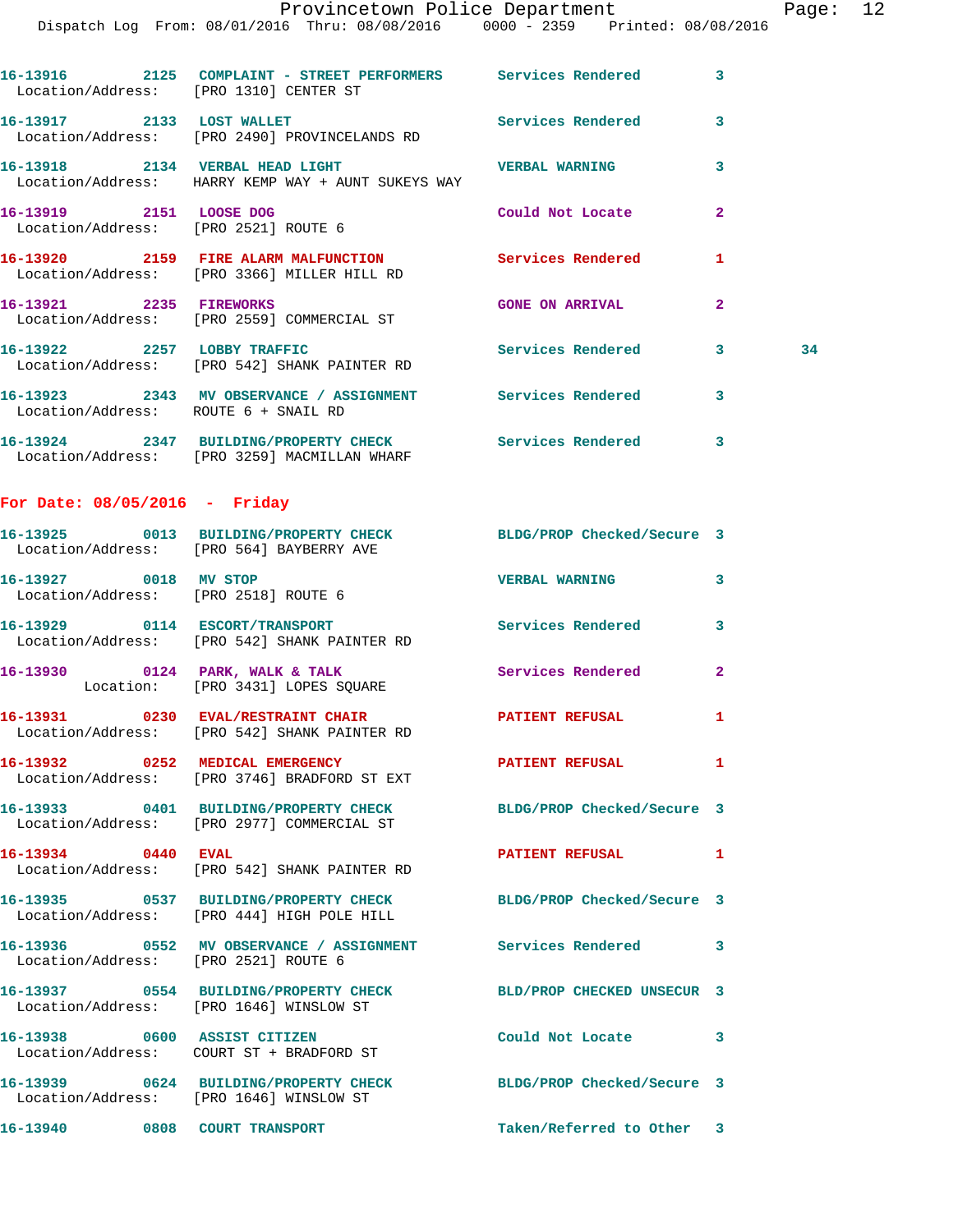16-13916 2125 **COMPLAINT - STREET PERFORMERS** Services Rendered 3
Location/Address: [PRO 1310] CENTER ST

16-13917 2133 **LOST WALLET** Services Rendered 3
Location/Address: [PRO 2490] PROVINCELANDS RD

16-13918 2134 **VERBAL HEAD LIGHT** VERBAL WARNING 3
Location/Address: HARRY KEMP WAY + AUNT SUKEYS WAY

16-13919 2151 **LOOSE DOG** Could Not Locate 2
Location/Address: [PRO 2521] ROUTE 6

16-13920 2159 **FIRE ALARM MALFUNCTION** Services Rendered 1
Location/Address: [PRO 3366] MILLER HILL RD

16-13921 2235 **FIREWORKS** GONE ON ARRIVAL 2
Location/Address: [PRO 2559] COMMERCIAL ST

16-13922 2257 **LOBBY TRAFFIC** Services Rendered 3 34
Location/Address: [PRO 542] SHANK PAINTER RD

16-13923 2343 **MV OBSERVANCE / ASSIGNMENT** Services Rendered 3
Location/Address: ROUTE 6 + SNAIL RD

16-13924 2347 **BUILDING/PROPERTY CHECK** Services Rendered 3
Location/Address: [PRO 3259] MACMILLAN WHARF

## For Date: 08/05/2016 - Friday

16-13925 0013 **BUILDING/PROPERTY CHECK** BLDG/PROP Checked/Secure 3
Location/Address: [PRO 564] BAYBERRY AVE

16-13927 0018 **MV STOP** VERBAL WARNING 3
Location/Address: [PRO 2518] ROUTE 6

16-13929 0114 **ESCORT/TRANSPORT** Services Rendered 3
Location/Address: [PRO 542] SHANK PAINTER RD

16-13930 0124 **PARK, WALK & TALK** Services Rendered 2
Location: [PRO 3431] LOPES SQUARE

16-13931 0230 **EVAL/RESTRAINT CHAIR** PATIENT REFUSAL 1
Location/Address: [PRO 542] SHANK PAINTER RD

16-13932 0252 **MEDICAL EMERGENCY** PATIENT REFUSAL 1
Location/Address: [PRO 3746] BRADFORD ST EXT

16-13933 0401 **BUILDING/PROPERTY CHECK** BLDG/PROP Checked/Secure 3
Location/Address: [PRO 2977] COMMERCIAL ST

16-13934 0440 **EVAL** PATIENT REFUSAL 1
Location/Address: [PRO 542] SHANK PAINTER RD

16-13935 0537 **BUILDING/PROPERTY CHECK** BLDG/PROP Checked/Secure 3
Location/Address: [PRO 444] HIGH POLE HILL

16-13936 0552 **MV OBSERVANCE / ASSIGNMENT** Services Rendered 3
Location/Address: [PRO 2521] ROUTE 6

16-13937 0554 **BUILDING/PROPERTY CHECK** BLD/PROP CHECKED UNSECUR 3
Location/Address: [PRO 1646] WINSLOW ST

16-13938 0600 **ASSIST CITIZEN** Could Not Locate 3
Location/Address: COURT ST + BRADFORD ST

16-13939 0624 **BUILDING/PROPERTY CHECK** BLDG/PROP Checked/Secure 3
Location/Address: [PRO 1646] WINSLOW ST

16-13940 0808 **COURT TRANSPORT** Taken/Referred to Other 3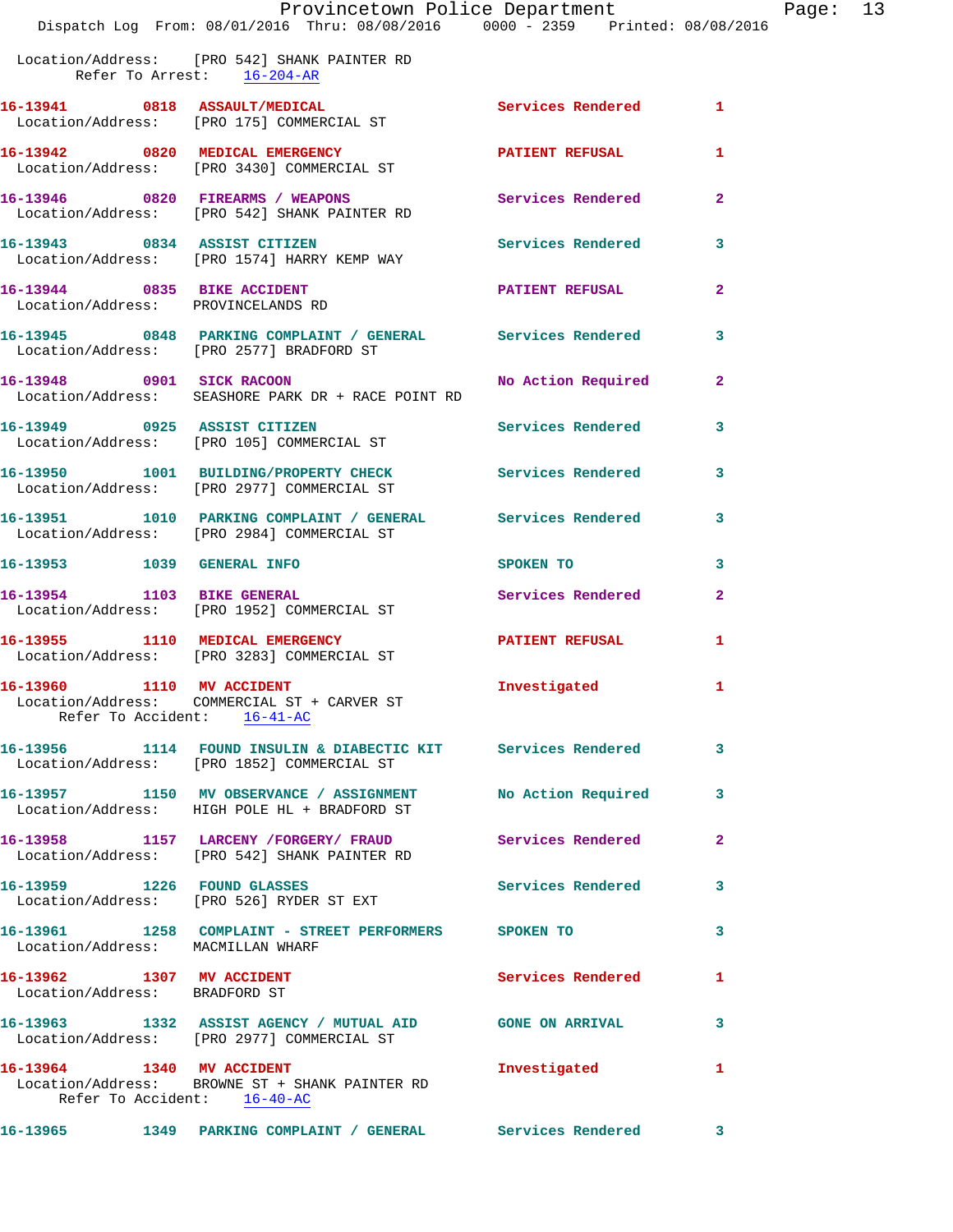Location/Address: [PRO 542] SHANK PAINTER RD
Refer To Arrest: 16-204-AR

**16-13941 0818 ASSAULT/MEDICAL** Services Rendered 1
Location/Address: [PRO 175] COMMERCIAL ST

**16-13942 0820 MEDICAL EMERGENCY** PATIENT REFUSAL 1
Location/Address: [PRO 3430] COMMERCIAL ST

**16-13946 0820 FIREARMS / WEAPONS** Services Rendered 2
Location/Address: [PRO 542] SHANK PAINTER RD

**16-13943 0834 ASSIST CITIZEN** Services Rendered 3
Location/Address: [PRO 1574] HARRY KEMP WAY

**16-13944 0835 BIKE ACCIDENT** PATIENT REFUSAL 2
Location/Address: PROVINCELANDS RD

**16-13945 0848 PARKING COMPLAINT / GENERAL** Services Rendered 3
Location/Address: [PRO 2577] BRADFORD ST

**16-13948 0901 SICK RACOON** No Action Required 2
Location/Address: SEASHORE PARK DR + RACE POINT RD

**16-13949 0925 ASSIST CITIZEN** Services Rendered 3
Location/Address: [PRO 105] COMMERCIAL ST

**16-13950 1001 BUILDING/PROPERTY CHECK** Services Rendered 3
Location/Address: [PRO 2977] COMMERCIAL ST

**16-13951 1010 PARKING COMPLAINT / GENERAL** Services Rendered 3
Location/Address: [PRO 2984] COMMERCIAL ST

**16-13953 1039 GENERAL INFO** SPOKEN TO 3

**16-13954 1103 BIKE GENERAL** Services Rendered 2
Location/Address: [PRO 1952] COMMERCIAL ST

**16-13955 1110 MEDICAL EMERGENCY** PATIENT REFUSAL 1
Location/Address: [PRO 3283] COMMERCIAL ST

**16-13960 1110 MV ACCIDENT** Investigated 1
Location/Address: COMMERCIAL ST + CARVER ST
Refer To Accident: 16-41-AC

**16-13956 1114 FOUND INSULIN & DIABECTIC KIT** Services Rendered 3
Location/Address: [PRO 1852] COMMERCIAL ST

**16-13957 1150 MV OBSERVANCE / ASSIGNMENT** No Action Required 3
Location/Address: HIGH POLE HL + BRADFORD ST

**16-13958 1157 LARCENY /FORGERY/ FRAUD** Services Rendered 2
Location/Address: [PRO 542] SHANK PAINTER RD

**16-13959 1226 FOUND GLASSES** Services Rendered 3
Location/Address: [PRO 526] RYDER ST EXT

**16-13961 1258 COMPLAINT - STREET PERFORMERS** SPOKEN TO 3
Location/Address: MACMILLAN WHARF

**16-13962 1307 MV ACCIDENT** Services Rendered 1
Location/Address: BRADFORD ST

**16-13963 1332 ASSIST AGENCY / MUTUAL AID** GONE ON ARRIVAL 3
Location/Address: [PRO 2977] COMMERCIAL ST

**16-13964 1340 MV ACCIDENT** Investigated 1
Location/Address: BROWNE ST + SHANK PAINTER RD
Refer To Accident: 16-40-AC

**16-13965 1349 PARKING COMPLAINT / GENERAL** Services Rendered 3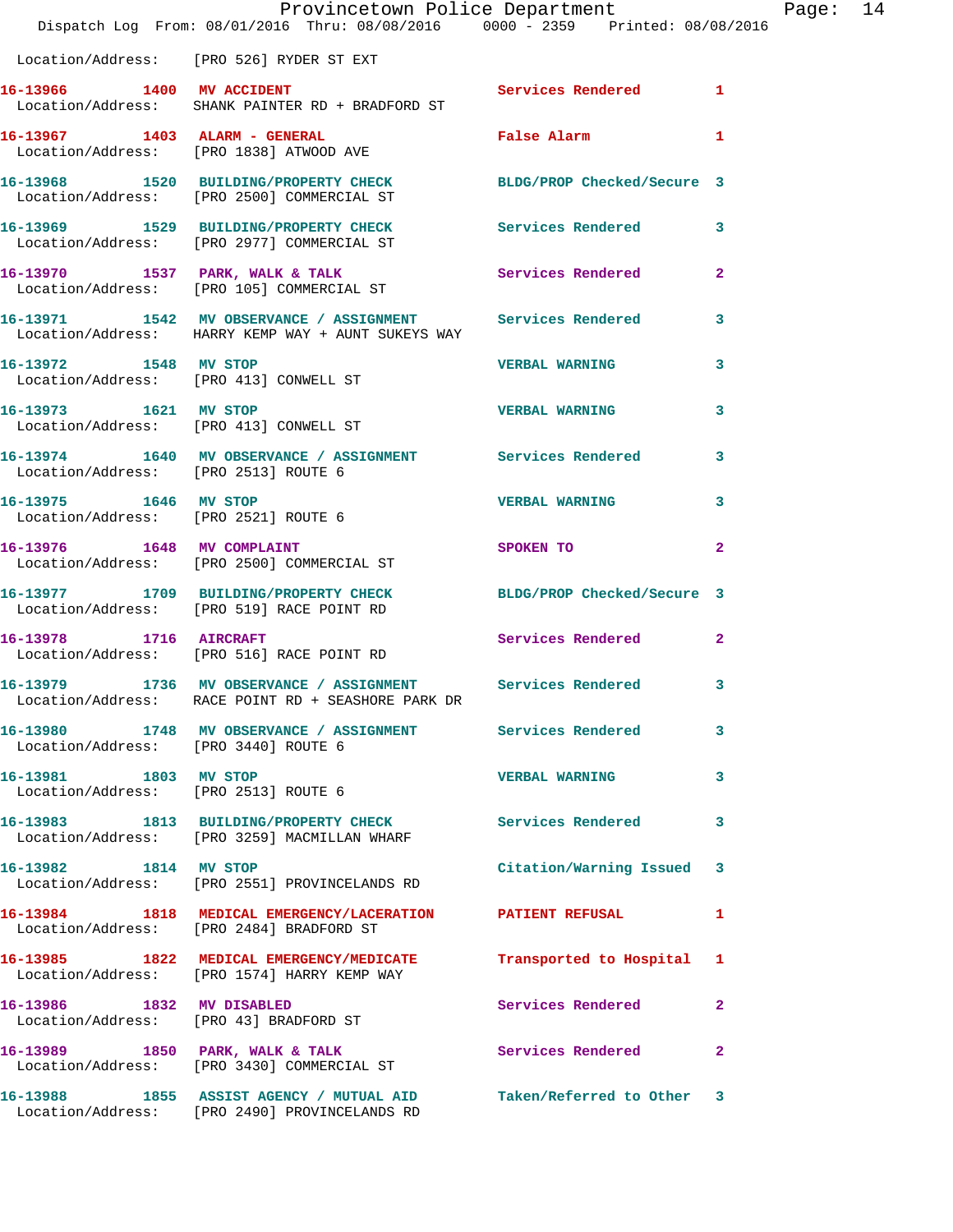Location/Address: [PRO 526] RYDER ST EXT

| Call Number | Time | Call Reason | Action | Priority |
|---|---|---|---|---|
| 16-13966 | 1400 | MV ACCIDENT | Services Rendered | 1 |
| Location/Address: | | SHANK PAINTER RD + BRADFORD ST | | |
| 16-13967 | 1403 | ALARM - GENERAL | False Alarm | 1 |
| Location/Address: | | [PRO 1838] ATWOOD AVE | | |
| 16-13968 | 1520 | BUILDING/PROPERTY CHECK | BLDG/PROP Checked/Secure | 3 |
| Location/Address: | | [PRO 2500] COMMERCIAL ST | | |
| 16-13969 | 1529 | BUILDING/PROPERTY CHECK | Services Rendered | 3 |
| Location/Address: | | [PRO 2977] COMMERCIAL ST | | |
| 16-13970 | 1537 | PARK, WALK & TALK | Services Rendered | 2 |
| Location/Address: | | [PRO 105] COMMERCIAL ST | | |
| 16-13971 | 1542 | MV OBSERVANCE / ASSIGNMENT | Services Rendered | 3 |
| Location/Address: | | HARRY KEMP WAY + AUNT SUKEYS WAY | | |
| 16-13972 | 1548 | MV STOP | VERBAL WARNING | 3 |
| Location/Address: | | [PRO 413] CONWELL ST | | |
| 16-13973 | 1621 | MV STOP | VERBAL WARNING | 3 |
| Location/Address: | | [PRO 413] CONWELL ST | | |
| 16-13974 | 1640 | MV OBSERVANCE / ASSIGNMENT | Services Rendered | 3 |
| Location/Address: | | [PRO 2513] ROUTE 6 | | |
| 16-13975 | 1646 | MV STOP | VERBAL WARNING | 3 |
| Location/Address: | | [PRO 2521] ROUTE 6 | | |
| 16-13976 | 1648 | MV COMPLAINT | SPOKEN TO | 2 |
| Location/Address: | | [PRO 2500] COMMERCIAL ST | | |
| 16-13977 | 1709 | BUILDING/PROPERTY CHECK | BLDG/PROP Checked/Secure | 3 |
| Location/Address: | | [PRO 519] RACE POINT RD | | |
| 16-13978 | 1716 | AIRCRAFT | Services Rendered | 2 |
| Location/Address: | | [PRO 516] RACE POINT RD | | |
| 16-13979 | 1736 | MV OBSERVANCE / ASSIGNMENT | Services Rendered | 3 |
| Location/Address: | | RACE POINT RD + SEASHORE PARK DR | | |
| 16-13980 | 1748 | MV OBSERVANCE / ASSIGNMENT | Services Rendered | 3 |
| Location/Address: | | [PRO 3440] ROUTE 6 | | |
| 16-13981 | 1803 | MV STOP | VERBAL WARNING | 3 |
| Location/Address: | | [PRO 2513] ROUTE 6 | | |
| 16-13983 | 1813 | BUILDING/PROPERTY CHECK | Services Rendered | 3 |
| Location/Address: | | [PRO 3259] MACMILLAN WHARF | | |
| 16-13982 | 1814 | MV STOP | Citation/Warning Issued | 3 |
| Location/Address: | | [PRO 2551] PROVINCELANDS RD | | |
| 16-13984 | 1818 | MEDICAL EMERGENCY/LACERATION | PATIENT REFUSAL | 1 |
| Location/Address: | | [PRO 2484] BRADFORD ST | | |
| 16-13985 | 1822 | MEDICAL EMERGENCY/MEDICATE | Transported to Hospital | 1 |
| Location/Address: | | [PRO 1574] HARRY KEMP WAY | | |
| 16-13986 | 1832 | MV DISABLED | Services Rendered | 2 |
| Location/Address: | | [PRO 43] BRADFORD ST | | |
| 16-13989 | 1850 | PARK, WALK & TALK | Services Rendered | 2 |
| Location/Address: | | [PRO 3430] COMMERCIAL ST | | |
| 16-13988 | 1855 | ASSIST AGENCY / MUTUAL AID | Taken/Referred to Other | 3 |
| Location/Address: | | [PRO 2490] PROVINCELANDS RD | | |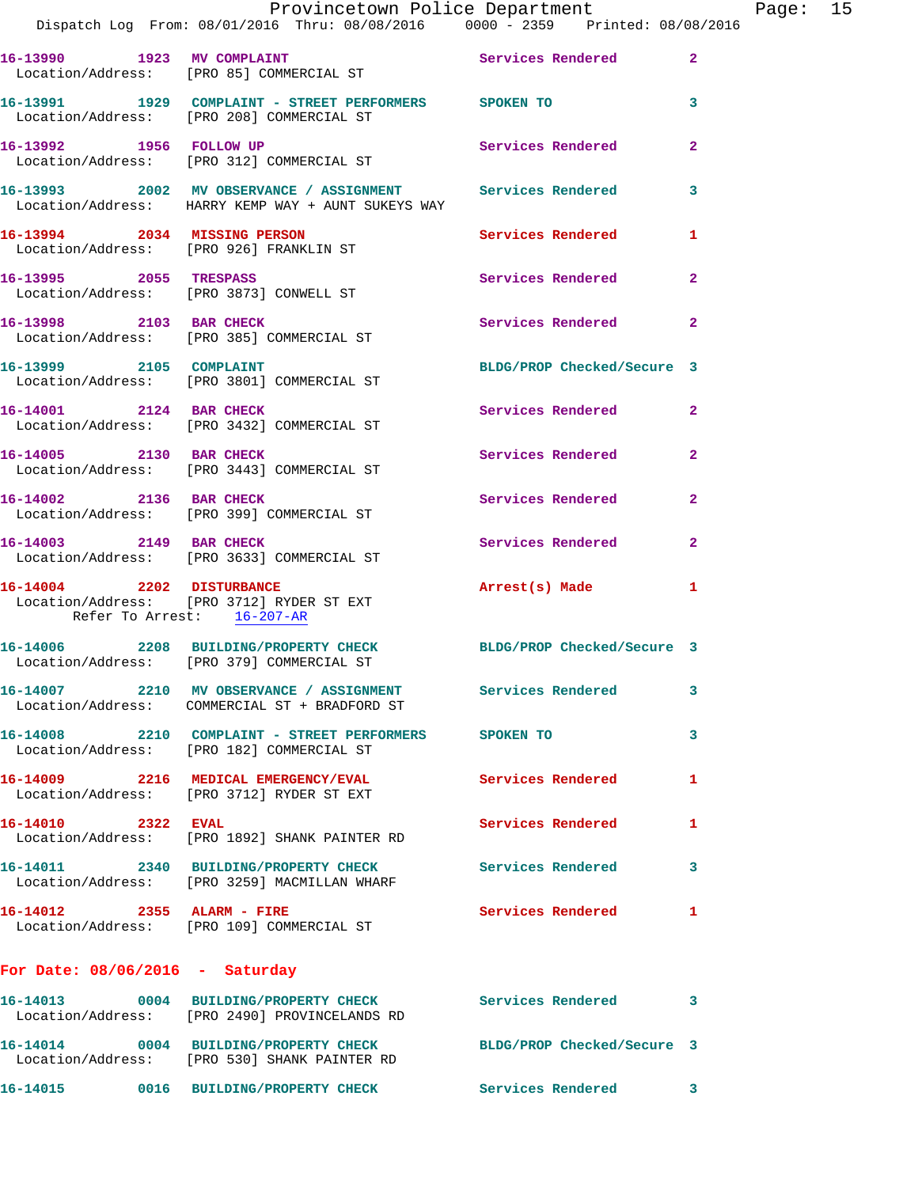16-13990 1923 MV COMPLAINT Services Rendered 2
Location/Address: [PRO 85] COMMERCIAL ST

16-13991 1929 COMPLAINT - STREET PERFORMERS SPOKEN TO 3
Location/Address: [PRO 208] COMMERCIAL ST

16-13992 1956 FOLLOW UP Services Rendered 2
Location/Address: [PRO 312] COMMERCIAL ST

16-13993 2002 MV OBSERVANCE / ASSIGNMENT Services Rendered 3
Location/Address: HARRY KEMP WAY + AUNT SUKEYS WAY

16-13994 2034 MISSING PERSON Services Rendered 1
Location/Address: [PRO 926] FRANKLIN ST

16-13995 2055 TRESPASS Services Rendered 2
Location/Address: [PRO 3873] CONWELL ST

16-13998 2103 BAR CHECK Services Rendered 2
Location/Address: [PRO 385] COMMERCIAL ST

16-13999 2105 COMPLAINT BLDG/PROP Checked/Secure 3
Location/Address: [PRO 3801] COMMERCIAL ST

16-14001 2124 BAR CHECK Services Rendered 2
Location/Address: [PRO 3432] COMMERCIAL ST

16-14005 2130 BAR CHECK Services Rendered 2
Location/Address: [PRO 3443] COMMERCIAL ST

16-14002 2136 BAR CHECK Services Rendered 2
Location/Address: [PRO 399] COMMERCIAL ST

16-14003 2149 BAR CHECK Services Rendered 2
Location/Address: [PRO 3633] COMMERCIAL ST

16-14004 2202 DISTURBANCE Arrest(s) Made 1
Location/Address: [PRO 3712] RYDER ST EXT
Refer To Arrest: 16-207-AR

16-14006 2208 BUILDING/PROPERTY CHECK BLDG/PROP Checked/Secure 3
Location/Address: [PRO 379] COMMERCIAL ST

16-14007 2210 MV OBSERVANCE / ASSIGNMENT Services Rendered 3
Location/Address: COMMERCIAL ST + BRADFORD ST

16-14008 2210 COMPLAINT - STREET PERFORMERS SPOKEN TO 3
Location/Address: [PRO 182] COMMERCIAL ST

16-14009 2216 MEDICAL EMERGENCY/EVAL Services Rendered 1
Location/Address: [PRO 3712] RYDER ST EXT

16-14010 2322 EVAL Services Rendered 1
Location/Address: [PRO 1892] SHANK PAINTER RD

16-14011 2340 BUILDING/PROPERTY CHECK Services Rendered 3
Location/Address: [PRO 3259] MACMILLAN WHARF

16-14012 2355 ALARM - FIRE Services Rendered 1
Location/Address: [PRO 109] COMMERCIAL ST

## For Date: 08/06/2016 - Saturday

16-14013 0004 BUILDING/PROPERTY CHECK Services Rendered 3
Location/Address: [PRO 2490] PROVINCELANDS RD

16-14014 0004 BUILDING/PROPERTY CHECK BLDG/PROP Checked/Secure 3
Location/Address: [PRO 530] SHANK PAINTER RD

16-14015 0016 BUILDING/PROPERTY CHECK Services Rendered 3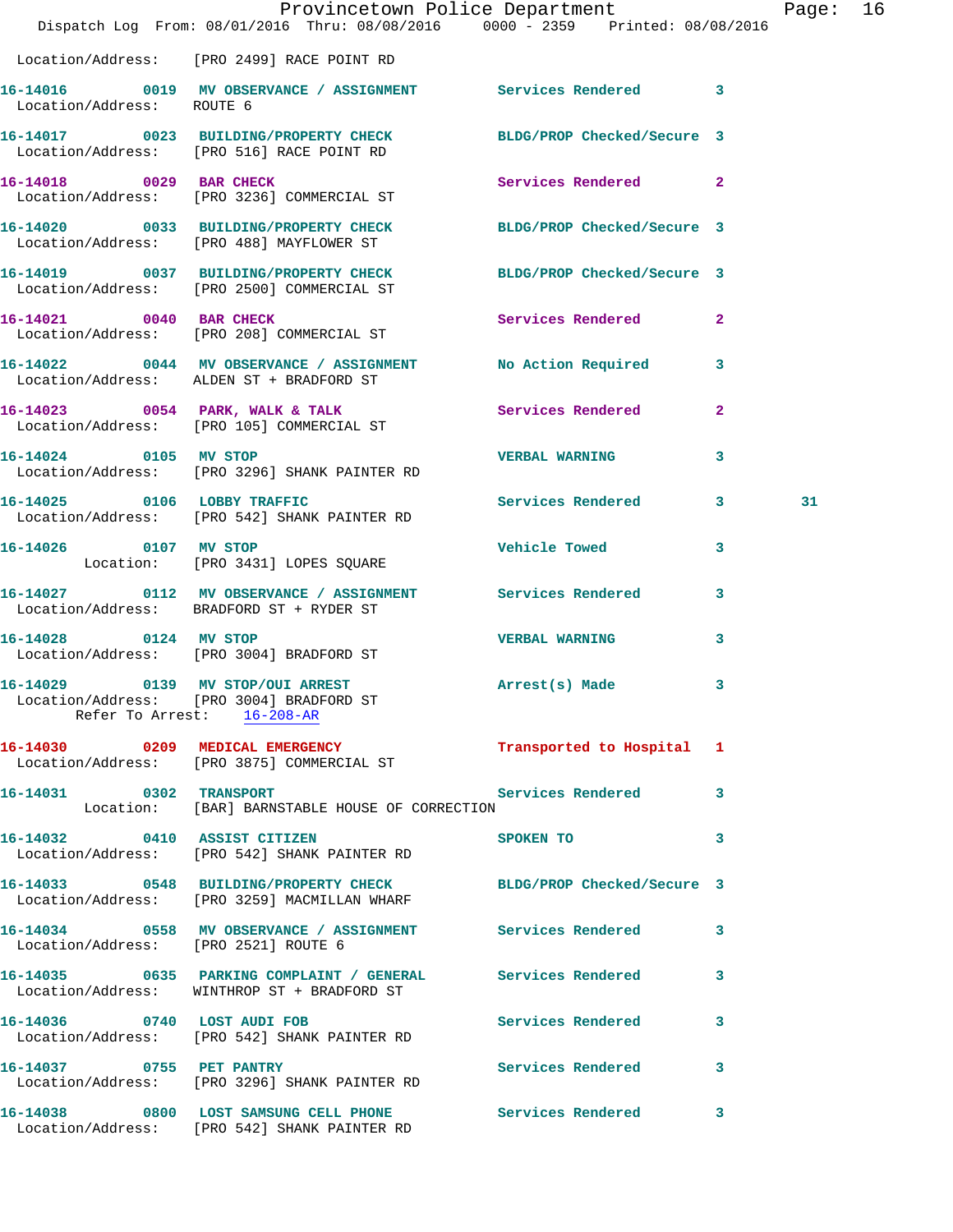Location/Address: [PRO 2499] RACE POINT RD

**16-14016** 0019 **MV OBSERVANCE / ASSIGNMENT** Services Rendered 3
Location/Address: ROUTE 6

**16-14017** 0023 **BUILDING/PROPERTY CHECK** BLDG/PROP Checked/Secure 3
Location/Address: [PRO 516] RACE POINT RD

**16-14018** 0029 **BAR CHECK** Services Rendered 2
Location/Address: [PRO 3236] COMMERCIAL ST

**16-14020** 0033 **BUILDING/PROPERTY CHECK** BLDG/PROP Checked/Secure 3
Location/Address: [PRO 488] MAYFLOWER ST

**16-14019** 0037 **BUILDING/PROPERTY CHECK** BLDG/PROP Checked/Secure 3
Location/Address: [PRO 2500] COMMERCIAL ST

**16-14021** 0040 **BAR CHECK** Services Rendered 2
Location/Address: [PRO 208] COMMERCIAL ST

**16-14022** 0044 **MV OBSERVANCE / ASSIGNMENT** No Action Required 3
Location/Address: ALDEN ST + BRADFORD ST

**16-14023** 0054 **PARK, WALK & TALK** Services Rendered 2
Location/Address: [PRO 105] COMMERCIAL ST

**16-14024** 0105 **MV STOP** VERBAL WARNING 3
Location/Address: [PRO 3296] SHANK PAINTER RD

**16-14025** 0106 **LOBBY TRAFFIC** Services Rendered 3 31
Location/Address: [PRO 542] SHANK PAINTER RD

**16-14026** 0107 **MV STOP** Vehicle Towed 3
Location: [PRO 3431] LOPES SQUARE

**16-14027** 0112 **MV OBSERVANCE / ASSIGNMENT** Services Rendered 3
Location/Address: BRADFORD ST + RYDER ST

**16-14028** 0124 **MV STOP** VERBAL WARNING 3
Location/Address: [PRO 3004] BRADFORD ST

**16-14029** 0139 **MV STOP/OUI ARREST** Arrest(s) Made 3
Location/Address: [PRO 3004] BRADFORD ST
Refer To Arrest: 16-208-AR

**16-14030** 0209 **MEDICAL EMERGENCY** Transported to Hospital 1
Location/Address: [PRO 3875] COMMERCIAL ST

**16-14031** 0302 **TRANSPORT** Services Rendered 3
Location: [BAR] BARNSTABLE HOUSE OF CORRECTION

**16-14032** 0410 **ASSIST CITIZEN** SPOKEN TO 3
Location/Address: [PRO 542] SHANK PAINTER RD

**16-14033** 0548 **BUILDING/PROPERTY CHECK** BLDG/PROP Checked/Secure 3
Location/Address: [PRO 3259] MACMILLAN WHARF

**16-14034** 0558 **MV OBSERVANCE / ASSIGNMENT** Services Rendered 3
Location/Address: [PRO 2521] ROUTE 6

**16-14035** 0635 **PARKING COMPLAINT / GENERAL** Services Rendered 3
Location/Address: WINTHROP ST + BRADFORD ST

**16-14036** 0740 **LOST AUDI FOB** Services Rendered 3
Location/Address: [PRO 542] SHANK PAINTER RD

**16-14037** 0755 **PET PANTRY** Services Rendered 3
Location/Address: [PRO 3296] SHANK PAINTER RD

**16-14038** 0800 **LOST SAMSUNG CELL PHONE** Services Rendered 3
Location/Address: [PRO 542] SHANK PAINTER RD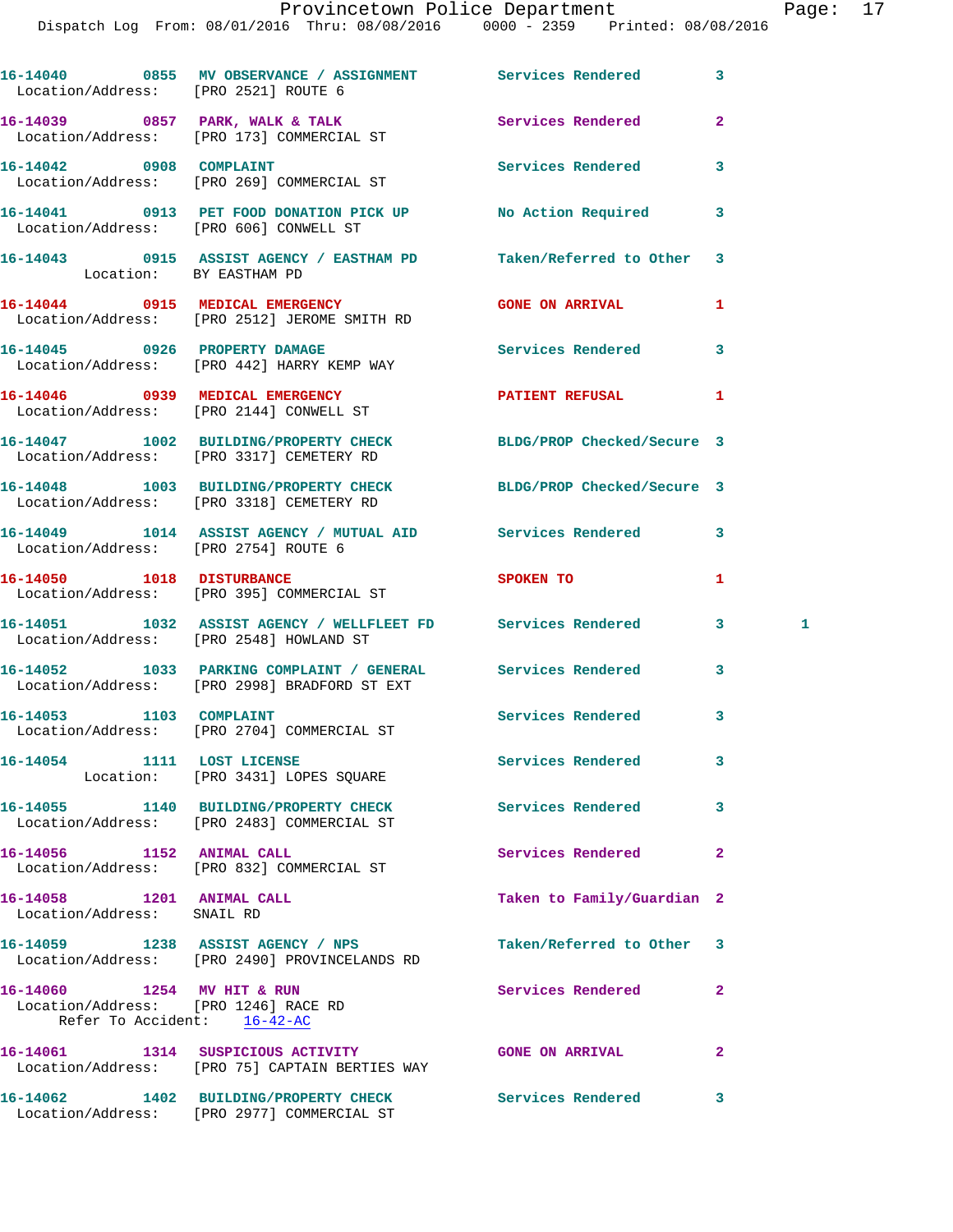16-14040 0855 MV OBSERVANCE / ASSIGNMENT Services Rendered 3
Location/Address: [PRO 2521] ROUTE 6

16-14039 0857 PARK, WALK & TALK Services Rendered 2
Location/Address: [PRO 173] COMMERCIAL ST

16-14042 0908 COMPLAINT Services Rendered 3
Location/Address: [PRO 269] COMMERCIAL ST

16-14041 0913 PET FOOD DONATION PICK UP No Action Required 3
Location/Address: [PRO 606] CONWELL ST

16-14043 0915 ASSIST AGENCY / EASTHAM PD Taken/Referred to Other 3
Location: BY EASTHAM PD

16-14044 0915 MEDICAL EMERGENCY GONE ON ARRIVAL 1
Location/Address: [PRO 2512] JEROME SMITH RD

16-14045 0926 PROPERTY DAMAGE Services Rendered 3
Location/Address: [PRO 442] HARRY KEMP WAY

16-14046 0939 MEDICAL EMERGENCY PATIENT REFUSAL 1
Location/Address: [PRO 2144] CONWELL ST

16-14047 1002 BUILDING/PROPERTY CHECK BLDG/PROP Checked/Secure 3
Location/Address: [PRO 3317] CEMETERY RD

16-14048 1003 BUILDING/PROPERTY CHECK BLDG/PROP Checked/Secure 3
Location/Address: [PRO 3318] CEMETERY RD

16-14049 1014 ASSIST AGENCY / MUTUAL AID Services Rendered 3
Location/Address: [PRO 2754] ROUTE 6

16-14050 1018 DISTURBANCE SPOKEN TO 1
Location/Address: [PRO 395] COMMERCIAL ST

16-14051 1032 ASSIST AGENCY / WELLFLEET FD Services Rendered 3 1
Location/Address: [PRO 2548] HOWLAND ST

16-14052 1033 PARKING COMPLAINT / GENERAL Services Rendered 3
Location/Address: [PRO 2998] BRADFORD ST EXT

16-14053 1103 COMPLAINT Services Rendered 3
Location/Address: [PRO 2704] COMMERCIAL ST

16-14054 1111 LOST LICENSE Services Rendered 3
Location: [PRO 3431] LOPES SQUARE

16-14055 1140 BUILDING/PROPERTY CHECK Services Rendered 3
Location/Address: [PRO 2483] COMMERCIAL ST

16-14056 1152 ANIMAL CALL Services Rendered 2
Location/Address: [PRO 832] COMMERCIAL ST

16-14058 1201 ANIMAL CALL Taken to Family/Guardian 2
Location/Address: SNAIL RD

16-14059 1238 ASSIST AGENCY / NPS Taken/Referred to Other 3
Location/Address: [PRO 2490] PROVINCELANDS RD

16-14060 1254 MV HIT & RUN Services Rendered 2
Location/Address: [PRO 1246] RACE RD
Refer To Accident: 16-42-AC

16-14061 1314 SUSPICIOUS ACTIVITY GONE ON ARRIVAL 2
Location/Address: [PRO 75] CAPTAIN BERTIES WAY

16-14062 1402 BUILDING/PROPERTY CHECK Services Rendered 3
Location/Address: [PRO 2977] COMMERCIAL ST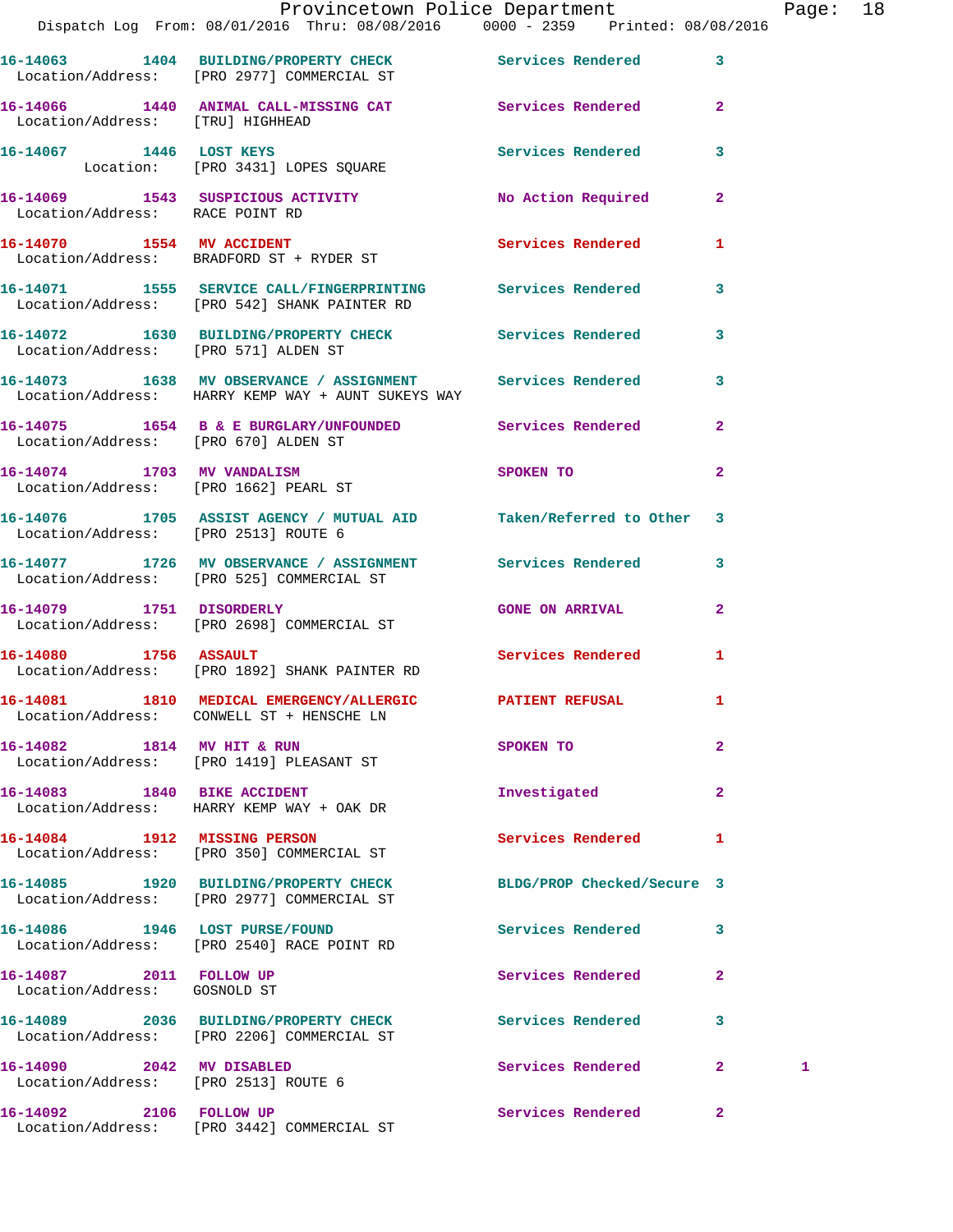16-14063 1404 BUILDING/PROPERTY CHECK Services Rendered 3
Location/Address: [PRO 2977] COMMERCIAL ST

16-14066 1440 ANIMAL CALL-MISSING CAT Services Rendered 2
Location/Address: [TRU] HIGHHEAD

16-14067 1446 LOST KEYS Services Rendered 3
Location: [PRO 3431] LOPES SQUARE

16-14069 1543 SUSPICIOUS ACTIVITY No Action Required 2
Location/Address: RACE POINT RD

16-14070 1554 MV ACCIDENT Services Rendered 1
Location/Address: BRADFORD ST + RYDER ST

16-14071 1555 SERVICE CALL/FINGERPRINTING Services Rendered 3
Location/Address: [PRO 542] SHANK PAINTER RD

16-14072 1630 BUILDING/PROPERTY CHECK Services Rendered 3
Location/Address: [PRO 571] ALDEN ST

16-14073 1638 MV OBSERVANCE / ASSIGNMENT Services Rendered 3
Location/Address: HARRY KEMP WAY + AUNT SUKEYS WAY

16-14075 1654 B & E BURGLARY/UNFOUNDED Services Rendered 2
Location/Address: [PRO 670] ALDEN ST

16-14074 1703 MV VANDALISM SPOKEN TO 2
Location/Address: [PRO 1662] PEARL ST

16-14076 1705 ASSIST AGENCY / MUTUAL AID Taken/Referred to Other 3
Location/Address: [PRO 2513] ROUTE 6

16-14077 1726 MV OBSERVANCE / ASSIGNMENT Services Rendered 3
Location/Address: [PRO 525] COMMERCIAL ST

16-14079 1751 DISORDERLY GONE ON ARRIVAL 2
Location/Address: [PRO 2698] COMMERCIAL ST

16-14080 1756 ASSAULT Services Rendered 1
Location/Address: [PRO 1892] SHANK PAINTER RD

16-14081 1810 MEDICAL EMERGENCY/ALLERGIC PATIENT REFUSAL 1
Location/Address: CONWELL ST + HENSCHE LN

16-14082 1814 MV HIT & RUN SPOKEN TO 2
Location/Address: [PRO 1419] PLEASANT ST

16-14083 1840 BIKE ACCIDENT Investigated 2
Location/Address: HARRY KEMP WAY + OAK DR

16-14084 1912 MISSING PERSON Services Rendered 1
Location/Address: [PRO 350] COMMERCIAL ST

16-14085 1920 BUILDING/PROPERTY CHECK BLDG/PROP Checked/Secure 3
Location/Address: [PRO 2977] COMMERCIAL ST

16-14086 1946 LOST PURSE/FOUND Services Rendered 3
Location/Address: [PRO 2540] RACE POINT RD

16-14087 2011 FOLLOW UP Services Rendered 2
Location/Address: GOSNOLD ST

16-14089 2036 BUILDING/PROPERTY CHECK Services Rendered 3
Location/Address: [PRO 2206] COMMERCIAL ST

16-14090 2042 MV DISABLED Services Rendered 2 1
Location/Address: [PRO 2513] ROUTE 6

16-14092 2106 FOLLOW UP Services Rendered 2
Location/Address: [PRO 3442] COMMERCIAL ST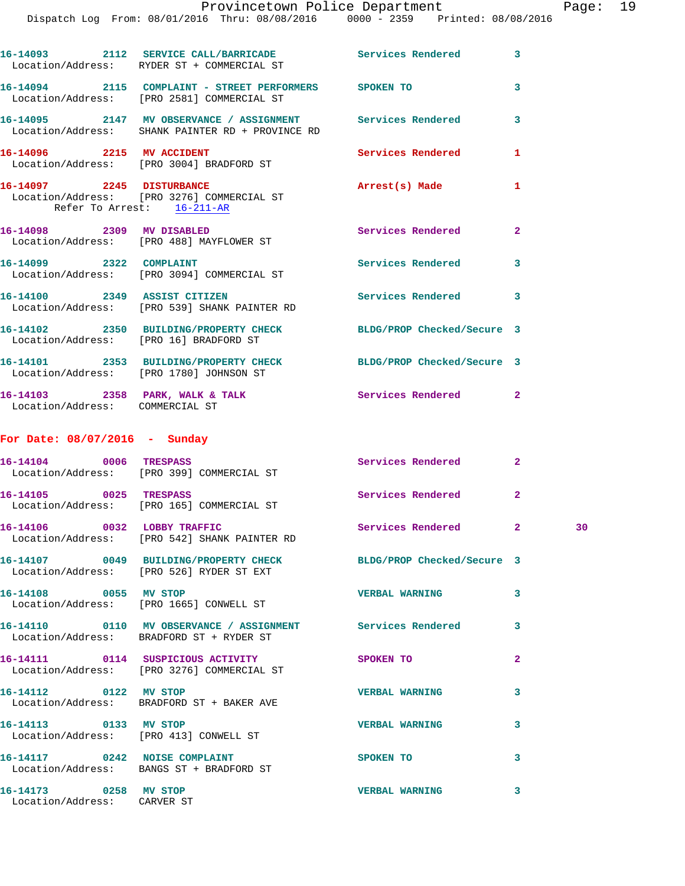16-14093 2112 SERVICE CALL/BARRICADE Services Rendered 3
Location/Address: RYDER ST + COMMERCIAL ST

16-14094 2115 COMPLAINT - STREET PERFORMERS SPOKEN TO 3
Location/Address: [PRO 2581] COMMERCIAL ST

16-14095 2147 MV OBSERVANCE / ASSIGNMENT Services Rendered 3
Location/Address: SHANK PAINTER RD + PROVINCE RD

16-14096 2215 MV ACCIDENT Services Rendered 1
Location/Address: [PRO 3004] BRADFORD ST

16-14097 2245 DISTURBANCE Arrest(s) Made 1
Location/Address: [PRO 3276] COMMERCIAL ST
Refer To Arrest: 16-211-AR

16-14098 2309 MV DISABLED Services Rendered 2
Location/Address: [PRO 488] MAYFLOWER ST

16-14099 2322 COMPLAINT Services Rendered 3
Location/Address: [PRO 3094] COMMERCIAL ST

16-14100 2349 ASSIST CITIZEN Services Rendered 3
Location/Address: [PRO 539] SHANK PAINTER RD

16-14102 2350 BUILDING/PROPERTY CHECK BLDG/PROP Checked/Secure 3
Location/Address: [PRO 16] BRADFORD ST

16-14101 2353 BUILDING/PROPERTY CHECK BLDG/PROP Checked/Secure 3
Location/Address: [PRO 1780] JOHNSON ST

16-14103 2358 PARK, WALK & TALK Services Rendered 2
Location/Address: COMMERCIAL ST

## For Date: 08/07/2016 - Sunday

16-14104 0006 TRESPASS Services Rendered 2
Location/Address: [PRO 399] COMMERCIAL ST

16-14105 0025 TRESPASS Services Rendered 2
Location/Address: [PRO 165] COMMERCIAL ST

16-14106 0032 LOBBY TRAFFIC Services Rendered 2 30
Location/Address: [PRO 542] SHANK PAINTER RD

16-14107 0049 BUILDING/PROPERTY CHECK BLDG/PROP Checked/Secure 3
Location/Address: [PRO 526] RYDER ST EXT

16-14108 0055 MV STOP VERBAL WARNING 3
Location/Address: [PRO 1665] CONWELL ST

16-14110 0110 MV OBSERVANCE / ASSIGNMENT Services Rendered 3
Location/Address: BRADFORD ST + RYDER ST

16-14111 0114 SUSPICIOUS ACTIVITY SPOKEN TO 2
Location/Address: [PRO 3276] COMMERCIAL ST

16-14112 0122 MV STOP VERBAL WARNING 3
Location/Address: BRADFORD ST + BAKER AVE

16-14113 0133 MV STOP VERBAL WARNING 3
Location/Address: [PRO 413] CONWELL ST

16-14117 0242 NOISE COMPLAINT SPOKEN TO 3
Location/Address: BANGS ST + BRADFORD ST

16-14173 0258 MV STOP VERBAL WARNING 3
Location/Address: CARVER ST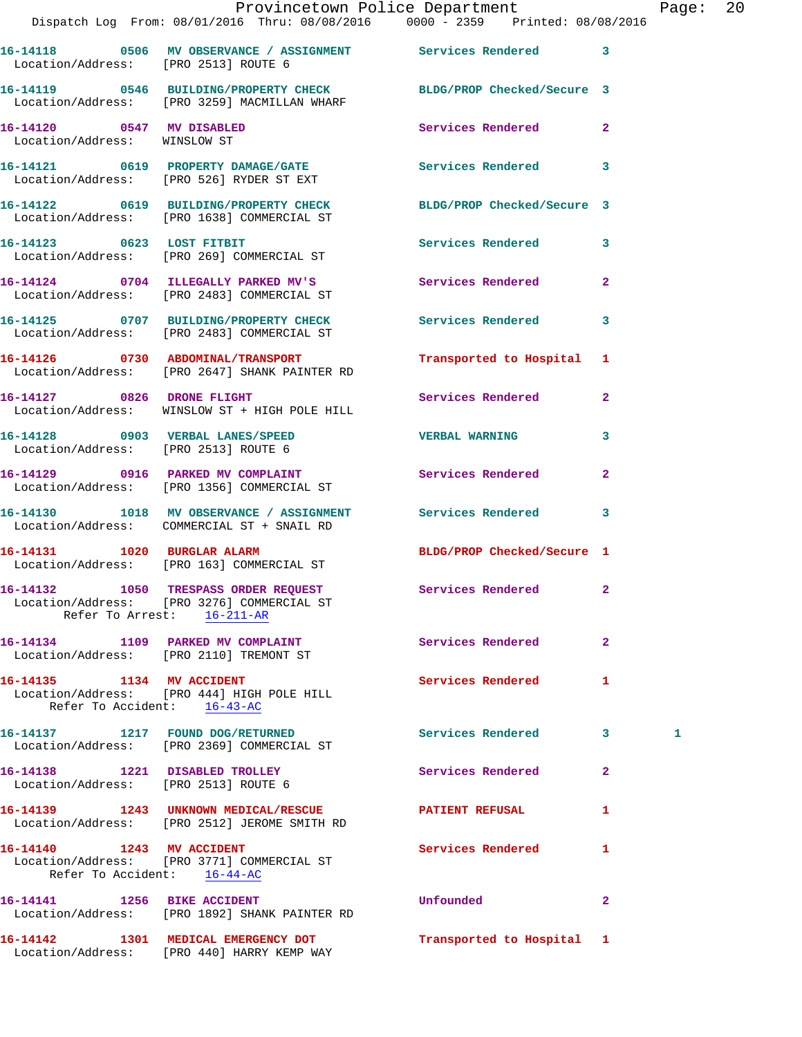16-14118 0506 MV OBSERVANCE / ASSIGNMENT Services Rendered 3
 Location/Address: [PRO 2513] ROUTE 6

16-14119 0546 BUILDING/PROPERTY CHECK BLDG/PROP Checked/Secure 3
 Location/Address: [PRO 3259] MACMILLAN WHARF

16-14120 0547 MV DISABLED Services Rendered 2
 Location/Address: WINSLOW ST

16-14121 0619 PROPERTY DAMAGE/GATE Services Rendered 3
 Location/Address: [PRO 526] RYDER ST EXT

16-14122 0619 BUILDING/PROPERTY CHECK BLDG/PROP Checked/Secure 3
 Location/Address: [PRO 1638] COMMERCIAL ST

16-14123 0623 LOST FITBIT Services Rendered 3
 Location/Address: [PRO 269] COMMERCIAL ST

16-14124 0704 ILLEGALLY PARKED MV'S Services Rendered 2
 Location/Address: [PRO 2483] COMMERCIAL ST

16-14125 0707 BUILDING/PROPERTY CHECK Services Rendered 3
 Location/Address: [PRO 2483] COMMERCIAL ST

16-14126 0730 ABDOMINAL/TRANSPORT Transported to Hospital 1
 Location/Address: [PRO 2647] SHANK PAINTER RD

16-14127 0826 DRONE FLIGHT Services Rendered 2
 Location/Address: WINSLOW ST + HIGH POLE HILL

16-14128 0903 VERBAL LANES/SPEED VERBAL WARNING 3
 Location/Address: [PRO 2513] ROUTE 6

16-14129 0916 PARKED MV COMPLAINT Services Rendered 2
 Location/Address: [PRO 1356] COMMERCIAL ST

16-14130 1018 MV OBSERVANCE / ASSIGNMENT Services Rendered 3
 Location/Address: COMMERCIAL ST + SNAIL RD

16-14131 1020 BURGLAR ALARM BLDG/PROP Checked/Secure 1
 Location/Address: [PRO 163] COMMERCIAL ST

16-14132 1050 TRESPASS ORDER REQUEST Services Rendered 2
 Location/Address: [PRO 3276] COMMERCIAL ST
 Refer To Arrest: 16-211-AR

16-14134 1109 PARKED MV COMPLAINT Services Rendered 2
 Location/Address: [PRO 2110] TREMONT ST

16-14135 1134 MV ACCIDENT Services Rendered 1
 Location/Address: [PRO 444] HIGH POLE HILL
 Refer To Accident: 16-43-AC

16-14137 1217 FOUND DOG/RETURNED Services Rendered 3 1
 Location/Address: [PRO 2369] COMMERCIAL ST

16-14138 1221 DISABLED TROLLEY Services Rendered 2
 Location/Address: [PRO 2513] ROUTE 6

16-14139 1243 UNKNOWN MEDICAL/RESCUE PATIENT REFUSAL 1
 Location/Address: [PRO 2512] JEROME SMITH RD

16-14140 1243 MV ACCIDENT Services Rendered 1
 Location/Address: [PRO 3771] COMMERCIAL ST
 Refer To Accident: 16-44-AC

16-14141 1256 BIKE ACCIDENT Unfounded 2
 Location/Address: [PRO 1892] SHANK PAINTER RD

16-14142 1301 MEDICAL EMERGENCY DOT Transported to Hospital 1
 Location/Address: [PRO 440] HARRY KEMP WAY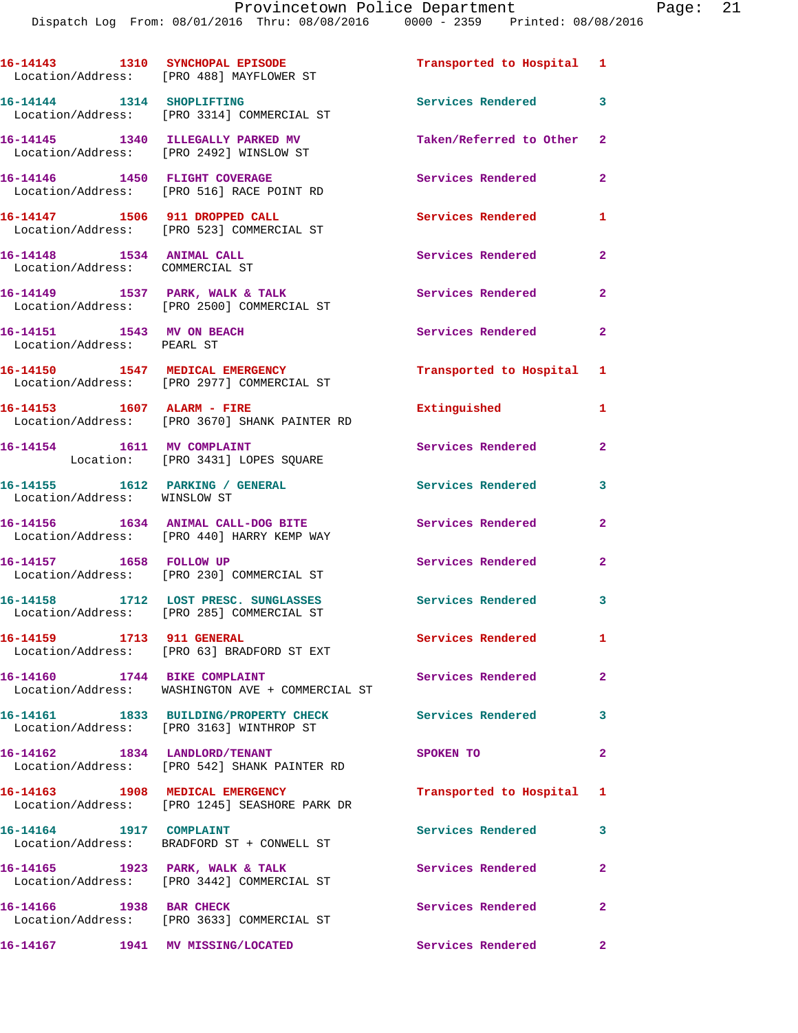16-14143 1310 SYNCHOPAL EPISODE Transported to Hospital 1
Location/Address: [PRO 488] MAYFLOWER ST

16-14144 1314 SHOPLIFTING Services Rendered 3
Location/Address: [PRO 3314] COMMERCIAL ST

16-14145 1340 ILLEGALLY PARKED MV Taken/Referred to Other 2
Location/Address: [PRO 2492] WINSLOW ST

16-14146 1450 FLIGHT COVERAGE Services Rendered 2
Location/Address: [PRO 516] RACE POINT RD

16-14147 1506 911 DROPPED CALL Services Rendered 1
Location/Address: [PRO 523] COMMERCIAL ST

16-14148 1534 ANIMAL CALL Services Rendered 2
Location/Address: COMMERCIAL ST

16-14149 1537 PARK, WALK & TALK Services Rendered 2
Location/Address: [PRO 2500] COMMERCIAL ST

16-14151 1543 MV ON BEACH Services Rendered 2
Location/Address: PEARL ST

16-14150 1547 MEDICAL EMERGENCY Transported to Hospital 1
Location/Address: [PRO 2977] COMMERCIAL ST

16-14153 1607 ALARM - FIRE Extinguished 1
Location/Address: [PRO 3670] SHANK PAINTER RD

16-14154 1611 MV COMPLAINT Services Rendered 2
Location: [PRO 3431] LOPES SQUARE

16-14155 1612 PARKING / GENERAL Services Rendered 3
Location/Address: WINSLOW ST

16-14156 1634 ANIMAL CALL-DOG BITE Services Rendered 2
Location/Address: [PRO 440] HARRY KEMP WAY

16-14157 1658 FOLLOW UP Services Rendered 2
Location/Address: [PRO 230] COMMERCIAL ST

16-14158 1712 LOST PRESC. SUNGLASSES Services Rendered 3
Location/Address: [PRO 285] COMMERCIAL ST

16-14159 1713 911 GENERAL Services Rendered 1
Location/Address: [PRO 63] BRADFORD ST EXT

16-14160 1744 BIKE COMPLAINT Services Rendered 2
Location/Address: WASHINGTON AVE + COMMERCIAL ST

16-14161 1833 BUILDING/PROPERTY CHECK Services Rendered 3
Location/Address: [PRO 3163] WINTHROP ST

16-14162 1834 LANDLORD/TENANT SPOKEN TO 2
Location/Address: [PRO 542] SHANK PAINTER RD

16-14163 1908 MEDICAL EMERGENCY Transported to Hospital 1
Location/Address: [PRO 1245] SEASHORE PARK DR

16-14164 1917 COMPLAINT Services Rendered 3
Location/Address: BRADFORD ST + CONWELL ST

16-14165 1923 PARK, WALK & TALK Services Rendered 2
Location/Address: [PRO 3442] COMMERCIAL ST

16-14166 1938 BAR CHECK Services Rendered 2
Location/Address: [PRO 3633] COMMERCIAL ST

16-14167 1941 MV MISSING/LOCATED Services Rendered 2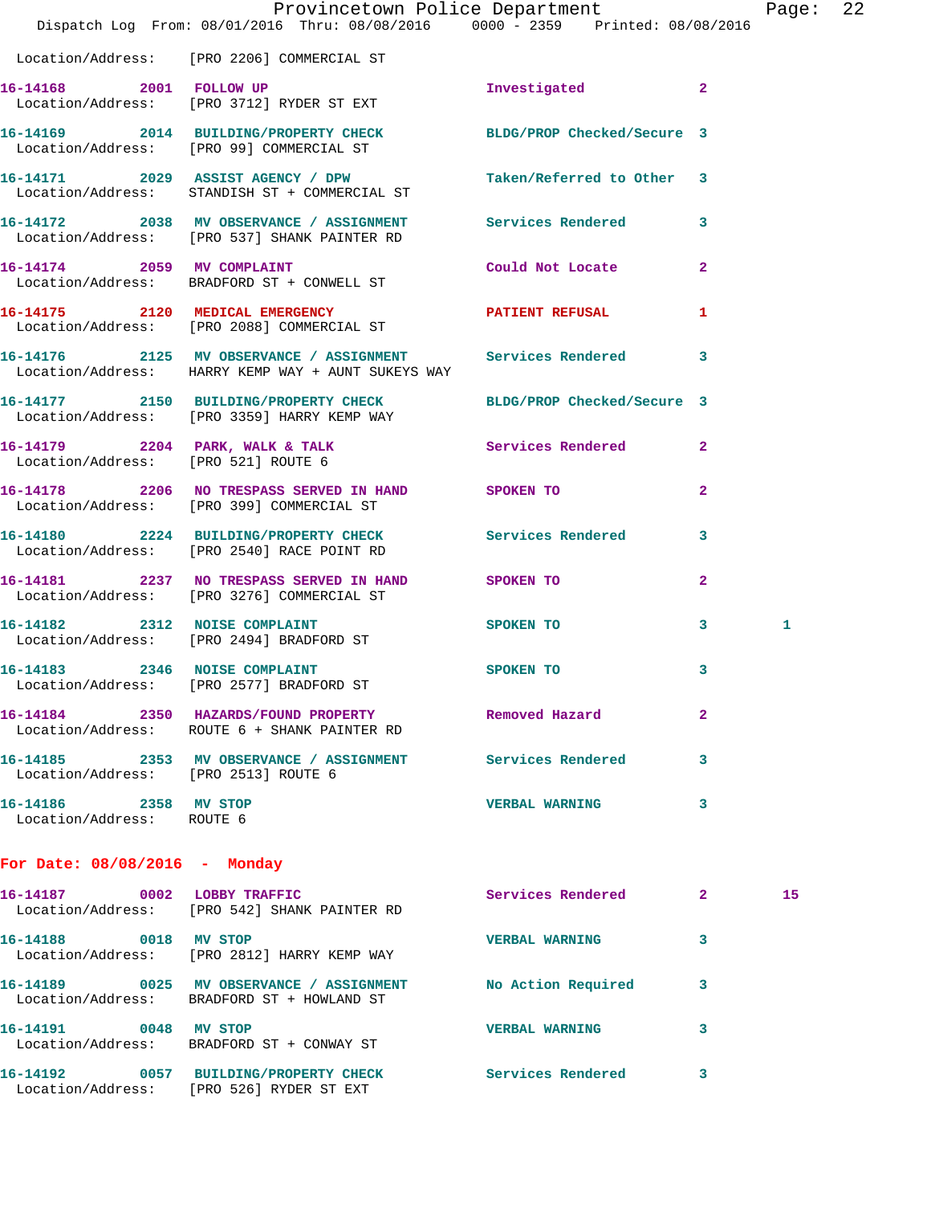Location/Address: [PRO 2206] COMMERCIAL ST

**16-14168 2001 FOLLOW UP** Investigated 2
Location/Address: [PRO 3712] RYDER ST EXT

**16-14169 2014 BUILDING/PROPERTY CHECK** BLDG/PROP Checked/Secure 3
Location/Address: [PRO 99] COMMERCIAL ST

**16-14171 2029 ASSIST AGENCY / DPW** Taken/Referred to Other 3
Location/Address: STANDISH ST + COMMERCIAL ST

**16-14172 2038 MV OBSERVANCE / ASSIGNMENT** Services Rendered 3
Location/Address: [PRO 537] SHANK PAINTER RD

**16-14174 2059 MV COMPLAINT** Could Not Locate 2
Location/Address: BRADFORD ST + CONWELL ST

**16-14175 2120 MEDICAL EMERGENCY** PATIENT REFUSAL 1
Location/Address: [PRO 2088] COMMERCIAL ST

**16-14176 2125 MV OBSERVANCE / ASSIGNMENT** Services Rendered 3
Location/Address: HARRY KEMP WAY + AUNT SUKEYS WAY

**16-14177 2150 BUILDING/PROPERTY CHECK** BLDG/PROP Checked/Secure 3
Location/Address: [PRO 3359] HARRY KEMP WAY

**16-14179 2204 PARK, WALK & TALK** Services Rendered 2
Location/Address: [PRO 521] ROUTE 6

**16-14178 2206 NO TRESPASS SERVED IN HAND** SPOKEN TO 2
Location/Address: [PRO 399] COMMERCIAL ST

**16-14180 2224 BUILDING/PROPERTY CHECK** Services Rendered 3
Location/Address: [PRO 2540] RACE POINT RD

**16-14181 2237 NO TRESPASS SERVED IN HAND** SPOKEN TO 2
Location/Address: [PRO 3276] COMMERCIAL ST

**16-14182 2312 NOISE COMPLAINT** SPOKEN TO 3 1
Location/Address: [PRO 2494] BRADFORD ST

**16-14183 2346 NOISE COMPLAINT** SPOKEN TO 3
Location/Address: [PRO 2577] BRADFORD ST

**16-14184 2350 HAZARDS/FOUND PROPERTY** Removed Hazard 2
Location/Address: ROUTE 6 + SHANK PAINTER RD

**16-14185 2353 MV OBSERVANCE / ASSIGNMENT** Services Rendered 3
Location/Address: [PRO 2513] ROUTE 6

**16-14186 2358 MV STOP** VERBAL WARNING 3
Location/Address: ROUTE 6

## For Date: 08/08/2016 - Monday

**16-14187 0002 LOBBY TRAFFIC** Services Rendered 2 15
Location/Address: [PRO 542] SHANK PAINTER RD

**16-14188 0018 MV STOP** VERBAL WARNING 3
Location/Address: [PRO 2812] HARRY KEMP WAY

**16-14189 0025 MV OBSERVANCE / ASSIGNMENT** No Action Required 3
Location/Address: BRADFORD ST + HOWLAND ST

**16-14191 0048 MV STOP** VERBAL WARNING 3
Location/Address: BRADFORD ST + CONWAY ST

**16-14192 0057 BUILDING/PROPERTY CHECK** Services Rendered 3
Location/Address: [PRO 526] RYDER ST EXT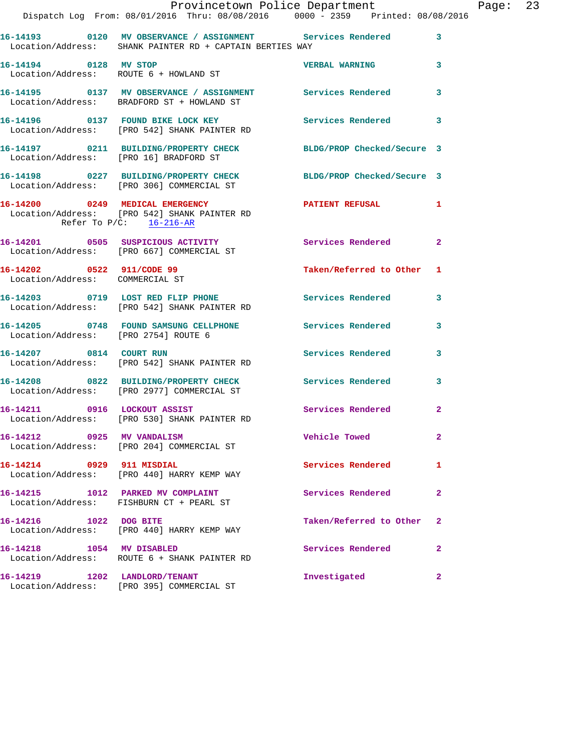16-14193 0120 MV OBSERVANCE / ASSIGNMENT Services Rendered 3
Location/Address: SHANK PAINTER RD + CAPTAIN BERTIES WAY

16-14194 0128 MV STOP VERBAL WARNING 3
Location/Address: ROUTE 6 + HOWLAND ST

16-14195 0137 MV OBSERVANCE / ASSIGNMENT Services Rendered 3
Location/Address: BRADFORD ST + HOWLAND ST

16-14196 0137 FOUND BIKE LOCK KEY Services Rendered 3
Location/Address: [PRO 542] SHANK PAINTER RD

16-14197 0211 BUILDING/PROPERTY CHECK BLDG/PROP Checked/Secure 3
Location/Address: [PRO 16] BRADFORD ST

16-14198 0227 BUILDING/PROPERTY CHECK BLDG/PROP Checked/Secure 3
Location/Address: [PRO 306] COMMERCIAL ST

16-14200 0249 MEDICAL EMERGENCY PATIENT REFUSAL 1
Location/Address: [PRO 542] SHANK PAINTER RD
Refer To P/C: 16-216-AR

16-14201 0505 SUSPICIOUS ACTIVITY Services Rendered 2
Location/Address: [PRO 667] COMMERCIAL ST

16-14202 0522 911/CODE 99 Taken/Referred to Other 1
Location/Address: COMMERCIAL ST

16-14203 0719 LOST RED FLIP PHONE Services Rendered 3
Location/Address: [PRO 542] SHANK PAINTER RD

16-14205 0748 FOUND SAMSUNG CELLPHONE Services Rendered 3
Location/Address: [PRO 2754] ROUTE 6

16-14207 0814 COURT RUN Services Rendered 3
Location/Address: [PRO 542] SHANK PAINTER RD

16-14208 0822 BUILDING/PROPERTY CHECK Services Rendered 3
Location/Address: [PRO 2977] COMMERCIAL ST

16-14211 0916 LOCKOUT ASSIST Services Rendered 2
Location/Address: [PRO 530] SHANK PAINTER RD

16-14212 0925 MV VANDALISM Vehicle Towed 2
Location/Address: [PRO 204] COMMERCIAL ST

16-14214 0929 911 MISDIAL Services Rendered 1
Location/Address: [PRO 440] HARRY KEMP WAY

16-14215 1012 PARKED MV COMPLAINT Services Rendered 2
Location/Address: FISHBURN CT + PEARL ST

16-14216 1022 DOG BITE Taken/Referred to Other 2
Location/Address: [PRO 440] HARRY KEMP WAY

16-14218 1054 MV DISABLED Services Rendered 2
Location/Address: ROUTE 6 + SHANK PAINTER RD

16-14219 1202 LANDLORD/TENANT Investigated 2
Location/Address: [PRO 395] COMMERCIAL ST